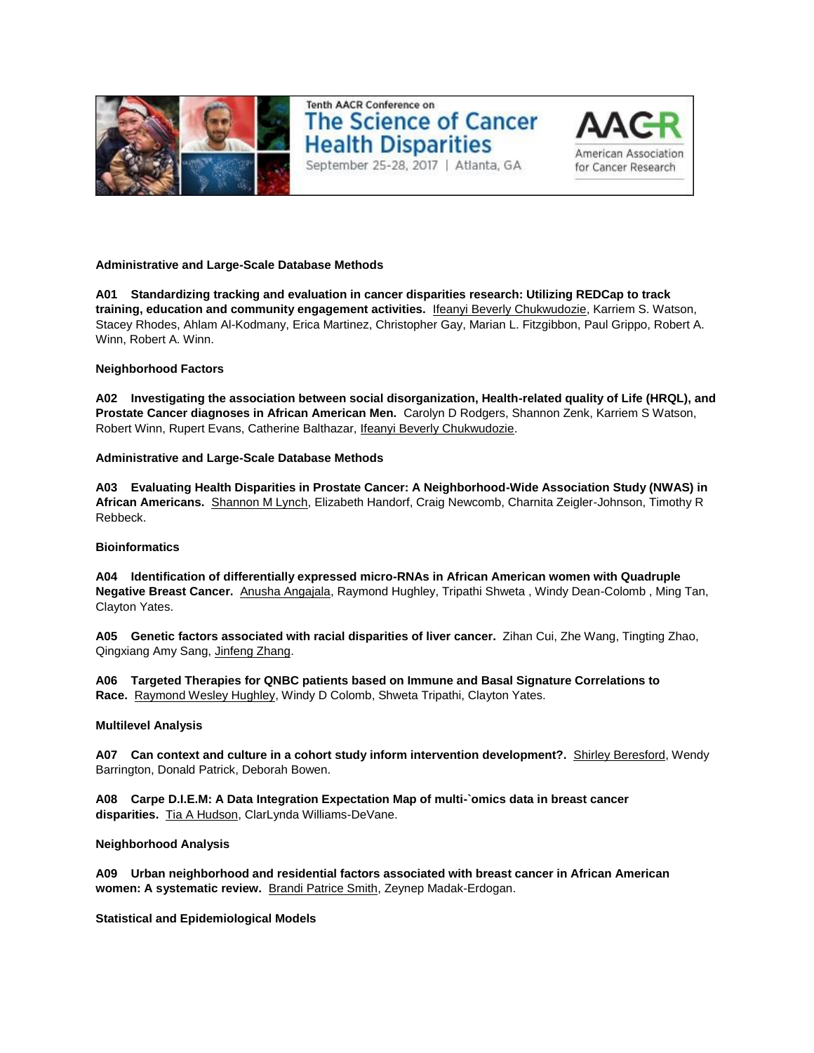Tenth AACR Conference on
# The Science of Cancer Health Disparities
September 25-28, 2017 | Atlanta, GA

AACR American Association for Cancer Research

**Administrative and Large-Scale Database Methods**

**A01 Standardizing tracking and evaluation in cancer disparities research: Utilizing REDCap to track training, education and community engagement activities.** Ifeanyi Beverly Chukwudozie, Karriem S. Watson, Stacey Rhodes, Ahlam Al-Kodmany, Erica Martinez, Christopher Gay, Marian L. Fitzgibbon, Paul Grippo, Robert A. Winn, Robert A. Winn.

**Neighborhood Factors**

**A02 Investigating the association between social disorganization, Health-related quality of Life (HRQL), and Prostate Cancer diagnoses in African American Men.** Carolyn D Rodgers, Shannon Zenk, Karriem S Watson, Robert Winn, Rupert Evans, Catherine Balthazar, Ifeanyi Beverly Chukwudozie.

**Administrative and Large-Scale Database Methods**

**A03 Evaluating Health Disparities in Prostate Cancer: A Neighborhood-Wide Association Study (NWAS) in African Americans.** Shannon M Lynch, Elizabeth Handorf, Craig Newcomb, Charnita Zeigler-Johnson, Timothy R Rebbeck.

**Bioinformatics**

**A04 Identification of differentially expressed micro-RNAs in African American women with Quadruple Negative Breast Cancer.** Anusha Angajala, Raymond Hughley, Tripathi Shweta , Windy Dean-Colomb , Ming Tan, Clayton Yates.

**A05 Genetic factors associated with racial disparities of liver cancer.** Zihan Cui, Zhe Wang, Tingting Zhao, Qingxiang Amy Sang, Jinfeng Zhang.

**A06 Targeted Therapies for QNBC patients based on Immune and Basal Signature Correlations to Race.** Raymond Wesley Hughley, Windy D Colomb, Shweta Tripathi, Clayton Yates.

**Multilevel Analysis**

**A07 Can context and culture in a cohort study inform intervention development?.** Shirley Beresford, Wendy Barrington, Donald Patrick, Deborah Bowen.

**A08 Carpe D.I.E.M: A Data Integration Expectation Map of multi-`omics data in breast cancer disparities.** Tia A Hudson, ClarLynda Williams-DeVane.

**Neighborhood Analysis**

**A09 Urban neighborhood and residential factors associated with breast cancer in African American women: A systematic review.** Brandi Patrice Smith, Zeynep Madak-Erdogan.

**Statistical and Epidemiological Models**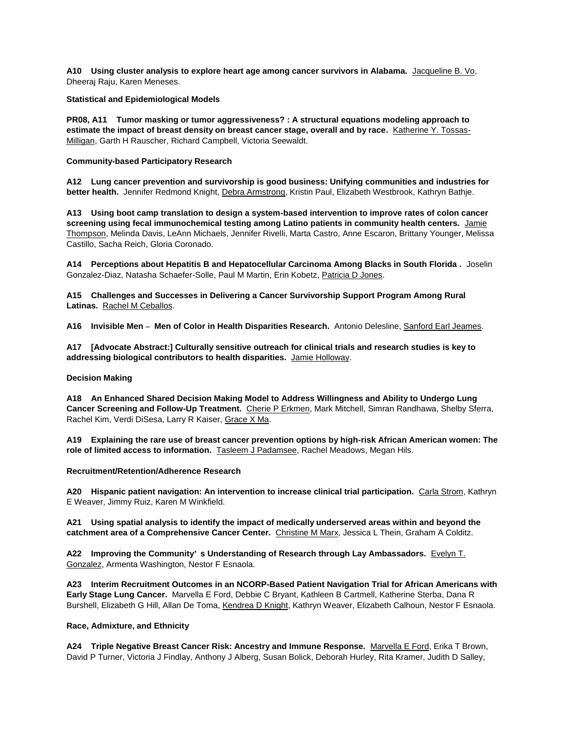**A10 Using cluster analysis to explore heart age among cancer survivors in Alabama.** Jacqueline B. Vo, Dheeraj Raju, Karen Meneses.

**Statistical and Epidemiological Models**

**PR08, A11 Tumor masking or tumor aggressiveness? : A structural equations modeling approach to estimate the impact of breast density on breast cancer stage, overall and by race.** Katherine Y. Tossas-Milligan, Garth H Rauscher, Richard Campbell, Victoria Seewaldt.

**Community-based Participatory Research**

**A12 Lung cancer prevention and survivorship is good business: Unifying communities and industries for better health.** Jennifer Redmond Knight, Debra Armstrong, Kristin Paul, Elizabeth Westbrook, Kathryn Bathje.

**A13 Using boot camp translation to design a system-based intervention to improve rates of colon cancer screening using fecal immunochemical testing among Latino patients in community health centers.** Jamie Thompson, Melinda Davis, LeAnn Michaels, Jennifer Rivelli, Marta Castro, Anne Escaron, Brittany Younger, Melissa Castillo, Sacha Reich, Gloria Coronado.

**A14 Perceptions about Hepatitis B and Hepatocellular Carcinoma Among Blacks in South Florida .** Joselin Gonzalez-Diaz, Natasha Schaefer-Solle, Paul M Martin, Erin Kobetz, Patricia D Jones.

**A15 Challenges and Successes in Delivering a Cancer Survivorship Support Program Among Rural Latinas.** Rachel M Ceballos.

**A16 Invisible Men – Men of Color in Health Disparities Research.** Antonio Delesline, Sanford Earl Jeames.

**A17 [Advocate Abstract:] Culturally sensitive outreach for clinical trials and research studies is key to addressing biological contributors to health disparities.** Jamie Holloway.

**Decision Making**

**A18 An Enhanced Shared Decision Making Model to Address Willingness and Ability to Undergo Lung Cancer Screening and Follow-Up Treatment.** Cherie P Erkmen, Mark Mitchell, Simran Randhawa, Shelby Sferra, Rachel Kim, Verdi DiSesa, Larry R Kaiser, Grace X Ma.

**A19 Explaining the rare use of breast cancer prevention options by high-risk African American women: The role of limited access to information.** Tasleem J Padamsee, Rachel Meadows, Megan Hils.

**Recruitment/Retention/Adherence Research**

**A20 Hispanic patient navigation: An intervention to increase clinical trial participation.** Carla Strom, Kathryn E Weaver, Jimmy Ruiz, Karen M Winkfield.

**A21 Using spatial analysis to identify the impact of medically underserved areas within and beyond the catchment area of a Comprehensive Cancer Center.** Christine M Marx, Jessica L Thein, Graham A Colditz.

**A22 Improving the Community' s Understanding of Research through Lay Ambassadors.** Evelyn T. Gonzalez, Armenta Washington, Nestor F Esnaola.

**A23 Interim Recruitment Outcomes in an NCORP-Based Patient Navigation Trial for African Americans with Early Stage Lung Cancer.** Marvella E Ford, Debbie C Bryant, Kathleen B Cartmell, Katherine Sterba, Dana R Burshell, Elizabeth G Hill, Allan De Toma, Kendrea D Knight, Kathryn Weaver, Elizabeth Calhoun, Nestor F Esnaola.

**Race, Admixture, and Ethnicity**

**A24 Triple Negative Breast Cancer Risk: Ancestry and Immune Response.** Marvella E Ford, Erika T Brown, David P Turner, Victoria J Findlay, Anthony J Alberg, Susan Bolick, Deborah Hurley, Rita Kramer, Judith D Salley,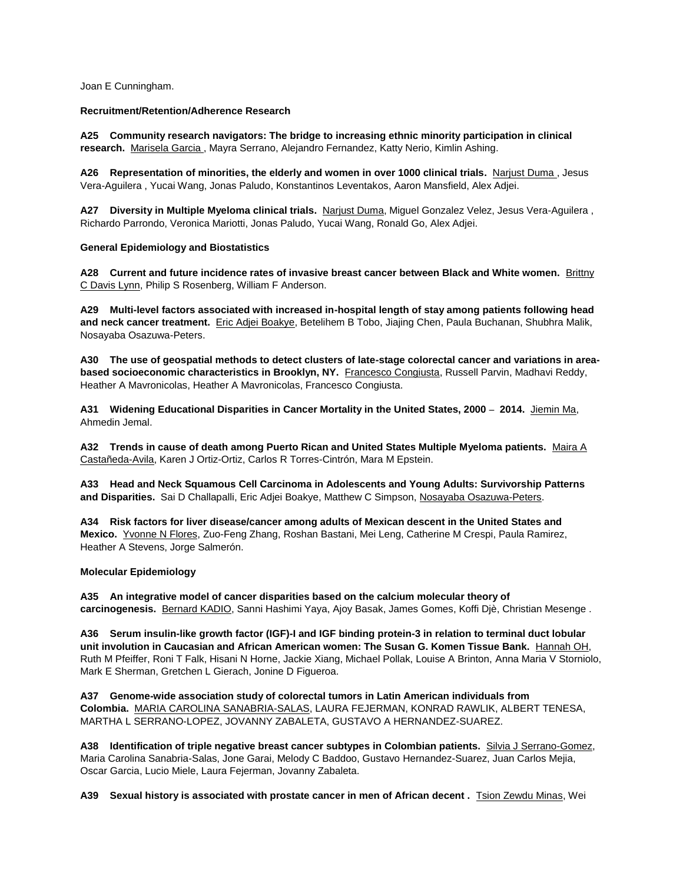Joan E Cunningham.

**Recruitment/Retention/Adherence Research**

**A25 Community research navigators: The bridge to increasing ethnic minority participation in clinical research.** Marisela Garcia , Mayra Serrano, Alejandro Fernandez, Katty Nerio, Kimlin Ashing.

**A26 Representation of minorities, the elderly and women in over 1000 clinical trials.** Narjust Duma , Jesus Vera-Aguilera , Yucai Wang, Jonas Paludo, Konstantinos Leventakos, Aaron Mansfield, Alex Adjei.

**A27 Diversity in Multiple Myeloma clinical trials.** Narjust Duma, Miguel Gonzalez Velez, Jesus Vera-Aguilera , Richardo Parrondo, Veronica Mariotti, Jonas Paludo, Yucai Wang, Ronald Go, Alex Adjei.

**General Epidemiology and Biostatistics**

**A28 Current and future incidence rates of invasive breast cancer between Black and White women.** Brittny C Davis Lynn, Philip S Rosenberg, William F Anderson.

**A29 Multi-level factors associated with increased in-hospital length of stay among patients following head and neck cancer treatment.** Eric Adjei Boakye, Betelihem B Tobo, Jiajing Chen, Paula Buchanan, Shubhra Malik, Nosayaba Osazuwa-Peters.

**A30 The use of geospatial methods to detect clusters of late-stage colorectal cancer and variations in area-based socioeconomic characteristics in Brooklyn, NY.** Francesco Congiusta, Russell Parvin, Madhavi Reddy, Heather A Mavronicolas, Heather A Mavronicolas, Francesco Congiusta.

**A31 Widening Educational Disparities in Cancer Mortality in the United States, 2000 – 2014.** Jiemin Ma, Ahmedin Jemal.

**A32 Trends in cause of death among Puerto Rican and United States Multiple Myeloma patients.** Maira A Castañeda-Avila, Karen J Ortiz-Ortiz, Carlos R Torres-Cintrón, Mara M Epstein.

**A33 Head and Neck Squamous Cell Carcinoma in Adolescents and Young Adults: Survivorship Patterns and Disparities.** Sai D Challapalli, Eric Adjei Boakye, Matthew C Simpson, Nosayaba Osazuwa-Peters.

**A34 Risk factors for liver disease/cancer among adults of Mexican descent in the United States and Mexico.** Yvonne N Flores, Zuo-Feng Zhang, Roshan Bastani, Mei Leng, Catherine M Crespi, Paula Ramirez, Heather A Stevens, Jorge Salmerón.

**Molecular Epidemiology**

**A35 An integrative model of cancer disparities based on the calcium molecular theory of carcinogenesis.** Bernard KADIO, Sanni Hashimi Yaya, Ajoy Basak, James Gomes, Koffi Djè, Christian Mesenge .

**A36 Serum insulin-like growth factor (IGF)-I and IGF binding protein-3 in relation to terminal duct lobular unit involution in Caucasian and African American women: The Susan G. Komen Tissue Bank.** Hannah OH, Ruth M Pfeiffer, Roni T Falk, Hisani N Horne, Jackie Xiang, Michael Pollak, Louise A Brinton, Anna Maria V Storniolo, Mark E Sherman, Gretchen L Gierach, Jonine D Figueroa.

**A37 Genome-wide association study of colorectal tumors in Latin American individuals from Colombia.** MARIA CAROLINA SANABRIA-SALAS, LAURA FEJERMAN, KONRAD RAWLIK, ALBERT TENESA, MARTHA L SERRANO-LOPEZ, JOVANNY ZABALETA, GUSTAVO A HERNANDEZ-SUAREZ.

**A38 Identification of triple negative breast cancer subtypes in Colombian patients.** Silvia J Serrano-Gomez, Maria Carolina Sanabria-Salas, Jone Garai, Melody C Baddoo, Gustavo Hernandez-Suarez, Juan Carlos Mejia, Oscar Garcia, Lucio Miele, Laura Fejerman, Jovanny Zabaleta.

**A39 Sexual history is associated with prostate cancer in men of African decent .** Tsion Zewdu Minas, Wei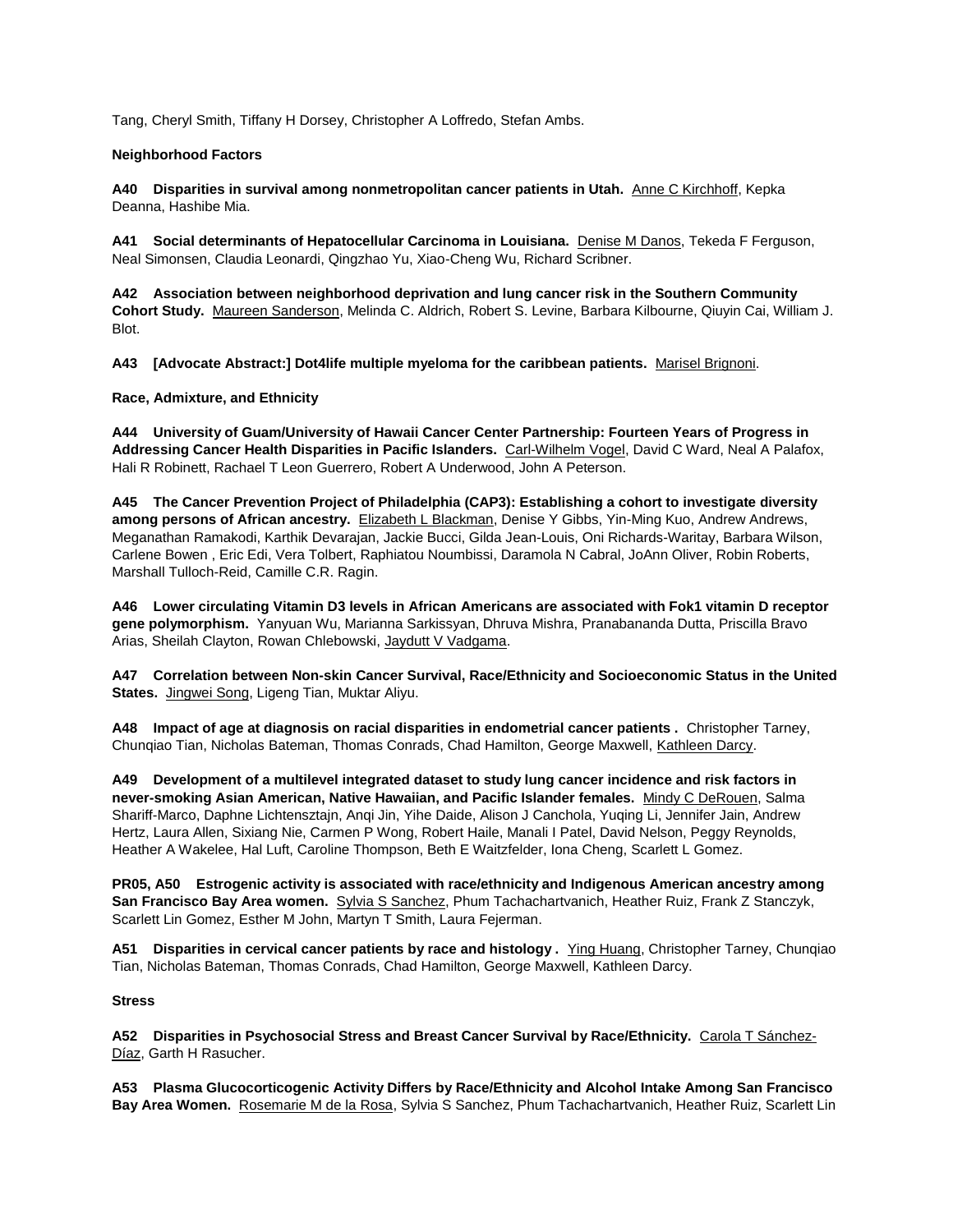Tang, Cheryl Smith, Tiffany H Dorsey, Christopher A Loffredo, Stefan Ambs.

**Neighborhood Factors**

**A40 Disparities in survival among nonmetropolitan cancer patients in Utah.** Anne C Kirchhoff, Kepka Deanna, Hashibe Mia.

**A41 Social determinants of Hepatocellular Carcinoma in Louisiana.** Denise M Danos, Tekeda F Ferguson, Neal Simonsen, Claudia Leonardi, Qingzhao Yu, Xiao-Cheng Wu, Richard Scribner.

**A42 Association between neighborhood deprivation and lung cancer risk in the Southern Community Cohort Study.** Maureen Sanderson, Melinda C. Aldrich, Robert S. Levine, Barbara Kilbourne, Qiuyin Cai, William J. Blot.

**A43 [Advocate Abstract:] Dot4life multiple myeloma for the caribbean patients.** Marisel Brignoni.

**Race, Admixture, and Ethnicity**

**A44 University of Guam/University of Hawaii Cancer Center Partnership: Fourteen Years of Progress in Addressing Cancer Health Disparities in Pacific Islanders.** Carl-Wilhelm Vogel, David C Ward, Neal A Palafox, Hali R Robinett, Rachael T Leon Guerrero, Robert A Underwood, John A Peterson.

**A45 The Cancer Prevention Project of Philadelphia (CAP3): Establishing a cohort to investigate diversity among persons of African ancestry.** Elizabeth L Blackman, Denise Y Gibbs, Yin-Ming Kuo, Andrew Andrews, Meganathan Ramakodi, Karthik Devarajan, Jackie Bucci, Gilda Jean-Louis, Oni Richards-Waritay, Barbara Wilson, Carlene Bowen , Eric Edi, Vera Tolbert, Raphiatou Noumbissi, Daramola N Cabral, JoAnn Oliver, Robin Roberts, Marshall Tulloch-Reid, Camille C.R. Ragin.

**A46 Lower circulating Vitamin D3 levels in African Americans are associated with Fok1 vitamin D receptor gene polymorphism.** Yanyuan Wu, Marianna Sarkissyan, Dhruva Mishra, Pranabananda Dutta, Priscilla Bravo Arias, Sheilah Clayton, Rowan Chlebowski, Jaydutt V Vadgama.

**A47 Correlation between Non-skin Cancer Survival, Race/Ethnicity and Socioeconomic Status in the United States.** Jingwei Song, Ligeng Tian, Muktar Aliyu.

**A48 Impact of age at diagnosis on racial disparities in endometrial cancer patients .** Christopher Tarney, Chunqiao Tian, Nicholas Bateman, Thomas Conrads, Chad Hamilton, George Maxwell, Kathleen Darcy.

**A49 Development of a multilevel integrated dataset to study lung cancer incidence and risk factors in never-smoking Asian American, Native Hawaiian, and Pacific Islander females.** Mindy C DeRouen, Salma Shariff-Marco, Daphne Lichtensztajn, Anqi Jin, Yihe Daide, Alison J Canchola, Yuqing Li, Jennifer Jain, Andrew Hertz, Laura Allen, Sixiang Nie, Carmen P Wong, Robert Haile, Manali I Patel, David Nelson, Peggy Reynolds, Heather A Wakelee, Hal Luft, Caroline Thompson, Beth E Waitzfelder, Iona Cheng, Scarlett L Gomez.

**PR05, A50 Estrogenic activity is associated with race/ethnicity and Indigenous American ancestry among San Francisco Bay Area women.** Sylvia S Sanchez, Phum Tachachartvanich, Heather Ruiz, Frank Z Stanczyk, Scarlett Lin Gomez, Esther M John, Martyn T Smith, Laura Fejerman.

**A51 Disparities in cervical cancer patients by race and histology .** Ying Huang, Christopher Tarney, Chunqiao Tian, Nicholas Bateman, Thomas Conrads, Chad Hamilton, George Maxwell, Kathleen Darcy.

**Stress**

**A52 Disparities in Psychosocial Stress and Breast Cancer Survival by Race/Ethnicity.** Carola T Sánchez-Díaz, Garth H Rasucher.

**A53 Plasma Glucocorticogenic Activity Differs by Race/Ethnicity and Alcohol Intake Among San Francisco Bay Area Women.** Rosemarie M de la Rosa, Sylvia S Sanchez, Phum Tachachartvanich, Heather Ruiz, Scarlett Lin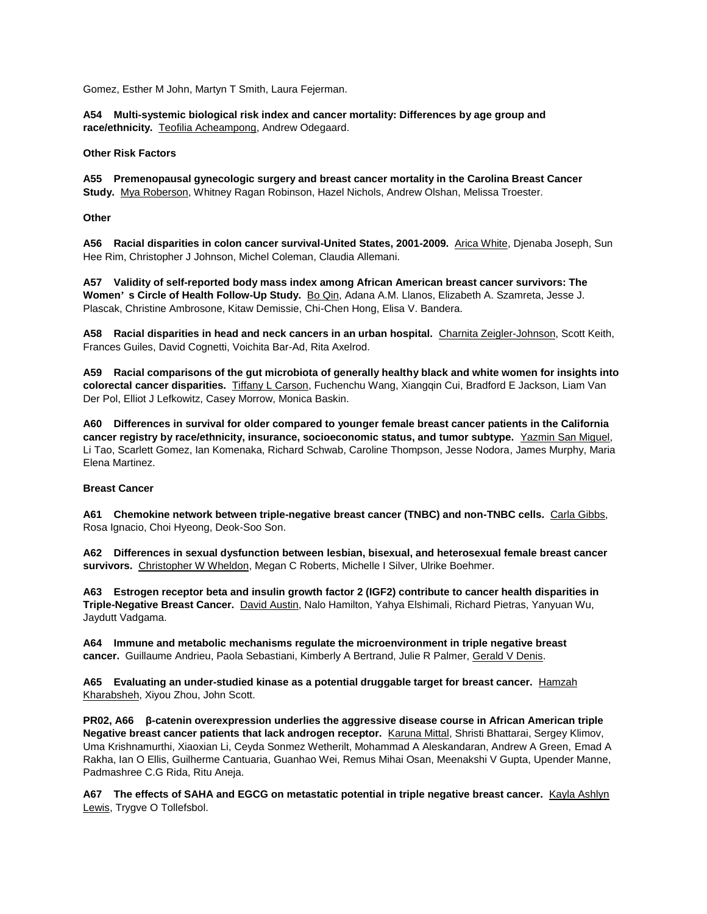Gomez, Esther M John, Martyn T Smith, Laura Fejerman.

**A54 Multi-systemic biological risk index and cancer mortality: Differences by age group and race/ethnicity.** Teofilia Acheampong, Andrew Odegaard.

**Other Risk Factors**

**A55 Premenopausal gynecologic surgery and breast cancer mortality in the Carolina Breast Cancer Study.** Mya Roberson, Whitney Ragan Robinson, Hazel Nichols, Andrew Olshan, Melissa Troester.

**Other**

**A56 Racial disparities in colon cancer survival-United States, 2001-2009.** Arica White, Djenaba Joseph, Sun Hee Rim, Christopher J Johnson, Michel Coleman, Claudia Allemani.

**A57 Validity of self-reported body mass index among African American breast cancer survivors: The Women's Circle of Health Follow-Up Study.** Bo Qin, Adana A.M. Llanos, Elizabeth A. Szamreta, Jesse J. Plascak, Christine Ambrosone, Kitaw Demissie, Chi-Chen Hong, Elisa V. Bandera.

**A58 Racial disparities in head and neck cancers in an urban hospital.** Charnita Zeigler-Johnson, Scott Keith, Frances Guiles, David Cognetti, Voichita Bar-Ad, Rita Axelrod.

**A59 Racial comparisons of the gut microbiota of generally healthy black and white women for insights into colorectal cancer disparities.** Tiffany L Carson, Fuchenchu Wang, Xiangqin Cui, Bradford E Jackson, Liam Van Der Pol, Elliot J Lefkowitz, Casey Morrow, Monica Baskin.

**A60 Differences in survival for older compared to younger female breast cancer patients in the California cancer registry by race/ethnicity, insurance, socioeconomic status, and tumor subtype.** Yazmin San Miguel, Li Tao, Scarlett Gomez, Ian Komenaka, Richard Schwab, Caroline Thompson, Jesse Nodora, James Murphy, Maria Elena Martinez.

**Breast Cancer**

**A61 Chemokine network between triple-negative breast cancer (TNBC) and non-TNBC cells.** Carla Gibbs, Rosa Ignacio, Choi Hyeong, Deok-Soo Son.

**A62 Differences in sexual dysfunction between lesbian, bisexual, and heterosexual female breast cancer survivors.** Christopher W Wheldon, Megan C Roberts, Michelle I Silver, Ulrike Boehmer.

**A63 Estrogen receptor beta and insulin growth factor 2 (IGF2) contribute to cancer health disparities in Triple-Negative Breast Cancer.** David Austin, Nalo Hamilton, Yahya Elshimali, Richard Pietras, Yanyuan Wu, Jaydutt Vadgama.

**A64 Immune and metabolic mechanisms regulate the microenvironment in triple negative breast cancer.** Guillaume Andrieu, Paola Sebastiani, Kimberly A Bertrand, Julie R Palmer, Gerald V Denis.

**A65 Evaluating an under-studied kinase as a potential druggable target for breast cancer.** Hamzah Kharabsheh, Xiyou Zhou, John Scott.

**PR02, A66 β-catenin overexpression underlies the aggressive disease course in African American triple Negative breast cancer patients that lack androgen receptor.** Karuna Mittal, Shristi Bhattarai, Sergey Klimov, Uma Krishnamurthi, Xiaoxian Li, Ceyda Sonmez Wetherilt, Mohammad A Aleskandaran, Andrew A Green, Emad A Rakha, Ian O Ellis, Guilherme Cantuaria, Guanhao Wei, Remus Mihai Osan, Meenakshi V Gupta, Upender Manne, Padmashree C.G Rida, Ritu Aneja.

**A67 The effects of SAHA and EGCG on metastatic potential in triple negative breast cancer.** Kayla Ashlyn Lewis, Trygve O Tollefsbol.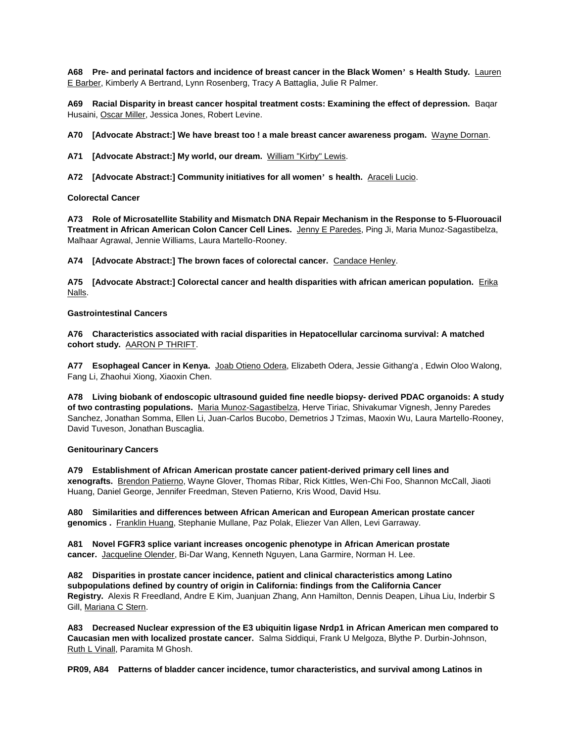**A68 Pre- and perinatal factors and incidence of breast cancer in the Black Women's Health Study.** Lauren E Barber, Kimberly A Bertrand, Lynn Rosenberg, Tracy A Battaglia, Julie R Palmer.

**A69 Racial Disparity in breast cancer hospital treatment costs: Examining the effect of depression.** Baqar Husaini, Oscar Miller, Jessica Jones, Robert Levine.

**A70 [Advocate Abstract:] We have breast too ! a male breast cancer awareness progam.** Wayne Dornan.

**A71 [Advocate Abstract:] My world, our dream.** William "Kirby" Lewis.

**A72 [Advocate Abstract:] Community initiatives for all women's health.** Araceli Lucio.

**Colorectal Cancer**

**A73 Role of Microsatellite Stability and Mismatch DNA Repair Mechanism in the Response to 5-Fluorouacil Treatment in African American Colon Cancer Cell Lines.** Jenny E Paredes, Ping Ji, Maria Munoz-Sagastibelza, Malhaar Agrawal, Jennie Williams, Laura Martello-Rooney.

**A74 [Advocate Abstract:] The brown faces of colorectal cancer.** Candace Henley.

**A75 [Advocate Abstract:] Colorectal cancer and health disparities with african american population.** Erika Nalls.

**Gastrointestinal Cancers**

**A76 Characteristics associated with racial disparities in Hepatocellular carcinoma survival: A matched cohort study.** AARON P THRIFT.

**A77 Esophageal Cancer in Kenya.** Joab Otieno Odera, Elizabeth Odera, Jessie Githang'a , Edwin Oloo Walong, Fang Li, Zhaohui Xiong, Xiaoxin Chen.

**A78 Living biobank of endoscopic ultrasound guided fine needle biopsy- derived PDAC organoids: A study of two contrasting populations.** Maria Munoz-Sagastibelza, Herve Tiriac, Shivakumar Vignesh, Jenny Paredes Sanchez, Jonathan Somma, Ellen Li, Juan-Carlos Bucobo, Demetrios J Tzimas, Maoxin Wu, Laura Martello-Rooney, David Tuveson, Jonathan Buscaglia.

**Genitourinary Cancers**

**A79 Establishment of African American prostate cancer patient-derived primary cell lines and xenografts.** Brendon Patierno, Wayne Glover, Thomas Ribar, Rick Kittles, Wen-Chi Foo, Shannon McCall, Jiaoti Huang, Daniel George, Jennifer Freedman, Steven Patierno, Kris Wood, David Hsu.

**A80 Similarities and differences between African American and European American prostate cancer genomics .** Franklin Huang, Stephanie Mullane, Paz Polak, Eliezer Van Allen, Levi Garraway.

**A81 Novel FGFR3 splice variant increases oncogenic phenotype in African American prostate cancer.** Jacqueline Olender, Bi-Dar Wang, Kenneth Nguyen, Lana Garmire, Norman H. Lee.

**A82 Disparities in prostate cancer incidence, patient and clinical characteristics among Latino subpopulations defined by country of origin in California: findings from the California Cancer Registry.** Alexis R Freedland, Andre E Kim, Juanjuan Zhang, Ann Hamilton, Dennis Deapen, Lihua Liu, Inderbir S Gill, Mariana C Stern.

**A83 Decreased Nuclear expression of the E3 ubiquitin ligase Nrdp1 in African American men compared to Caucasian men with localized prostate cancer.** Salma Siddiqui, Frank U Melgoza, Blythe P. Durbin-Johnson, Ruth L Vinall, Paramita M Ghosh.

**PR09, A84 Patterns of bladder cancer incidence, tumor characteristics, and survival among Latinos in**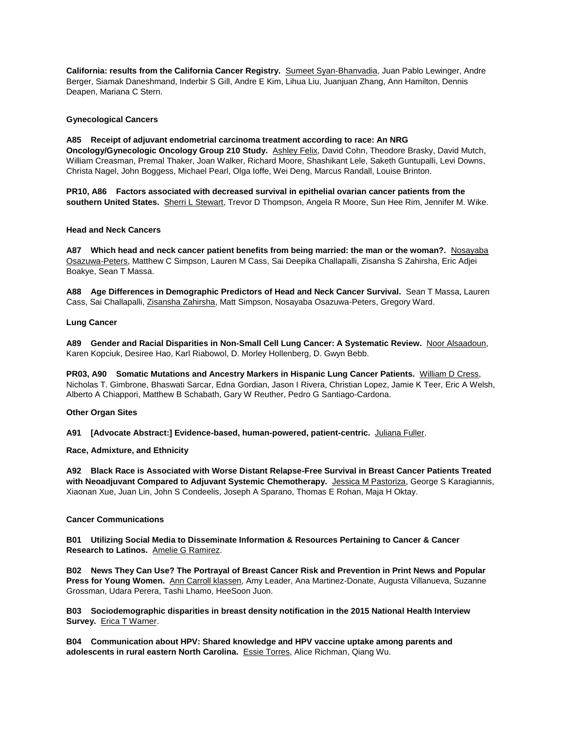**California: results from the California Cancer Registry.** Sumeet Syan-Bhanvadia, Juan Pablo Lewinger, Andre Berger, Siamak Daneshmand, Inderbir S Gill, Andre E Kim, Lihua Liu, Juanjuan Zhang, Ann Hamilton, Dennis Deapen, Mariana C Stern.

**Gynecological Cancers**

**A85 Receipt of adjuvant endometrial carcinoma treatment according to race: An NRG Oncology/Gynecologic Oncology Group 210 Study.** Ashley Felix, David Cohn, Theodore Brasky, David Mutch, William Creasman, Premal Thaker, Joan Walker, Richard Moore, Shashikant Lele, Saketh Guntupalli, Levi Downs, Christa Nagel, John Boggess, Michael Pearl, Olga Ioffe, Wei Deng, Marcus Randall, Louise Brinton.

**PR10, A86 Factors associated with decreased survival in epithelial ovarian cancer patients from the southern United States.** Sherri L Stewart, Trevor D Thompson, Angela R Moore, Sun Hee Rim, Jennifer M. Wike.

**Head and Neck Cancers**

**A87 Which head and neck cancer patient benefits from being married: the man or the woman?.** Nosayaba Osazuwa-Peters, Matthew C Simpson, Lauren M Cass, Sai Deepika Challapalli, Zisansha S Zahirsha, Eric Adjei Boakye, Sean T Massa.

**A88 Age Differences in Demographic Predictors of Head and Neck Cancer Survival.** Sean T Massa, Lauren Cass, Sai Challapalli, Zisansha Zahirsha, Matt Simpson, Nosayaba Osazuwa-Peters, Gregory Ward.

**Lung Cancer**

**A89 Gender and Racial Disparities in Non-Small Cell Lung Cancer: A Systematic Review.** Noor Alsaadoun, Karen Kopciuk, Desiree Hao, Karl Riabowol, D. Morley Hollenberg, D. Gwyn Bebb.

**PR03, A90 Somatic Mutations and Ancestry Markers in Hispanic Lung Cancer Patients.** William D Cress, Nicholas T. Gimbrone, Bhaswati Sarcar, Edna Gordian, Jason I Rivera, Christian Lopez, Jamie K Teer, Eric A Welsh, Alberto A Chiappori, Matthew B Schabath, Gary W Reuther, Pedro G Santiago-Cardona.

**Other Organ Sites**

**A91 [Advocate Abstract:] Evidence-based, human-powered, patient-centric.** Juliana Fuller.

**Race, Admixture, and Ethnicity**

**A92 Black Race is Associated with Worse Distant Relapse-Free Survival in Breast Cancer Patients Treated with Neoadjuvant Compared to Adjuvant Systemic Chemotherapy.** Jessica M Pastoriza, George S Karagiannis, Xiaonan Xue, Juan Lin, John S Condeelis, Joseph A Sparano, Thomas E Rohan, Maja H Oktay.

**Cancer Communications**

**B01 Utilizing Social Media to Disseminate Information & Resources Pertaining to Cancer & Cancer Research to Latinos.** Amelie G Ramirez.

**B02 News They Can Use? The Portrayal of Breast Cancer Risk and Prevention in Print News and Popular Press for Young Women.** Ann Carroll klassen, Amy Leader, Ana Martinez-Donate, Augusta Villanueva, Suzanne Grossman, Udara Perera, Tashi Lhamo, HeeSoon Juon.

**B03 Sociodemographic disparities in breast density notification in the 2015 National Health Interview Survey.** Erica T Warner.

**B04 Communication about HPV: Shared knowledge and HPV vaccine uptake among parents and adolescents in rural eastern North Carolina.** Essie Torres, Alice Richman, Qiang Wu.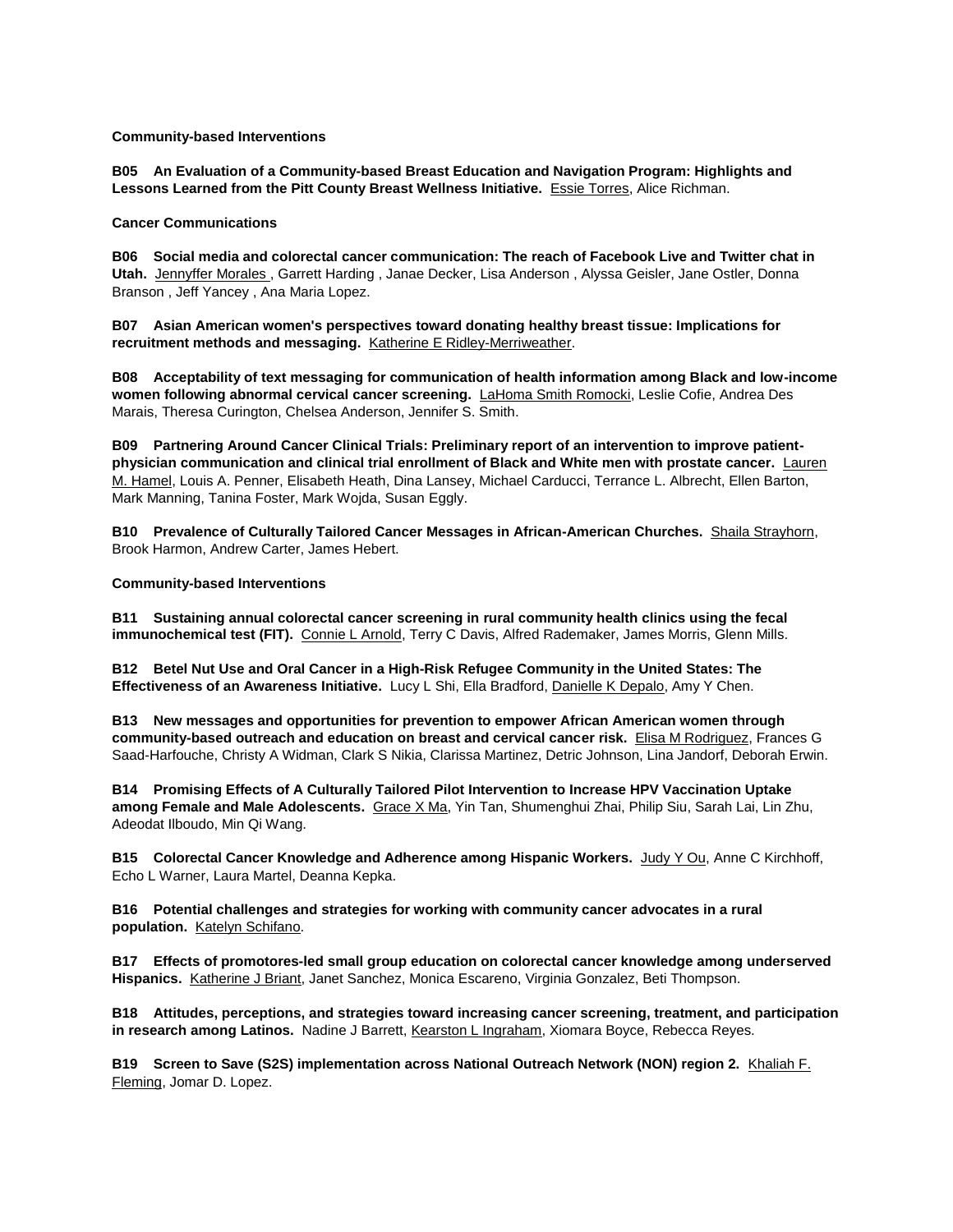**Community-based Interventions**

**B05 An Evaluation of a Community-based Breast Education and Navigation Program: Highlights and Lessons Learned from the Pitt County Breast Wellness Initiative.** Essie Torres, Alice Richman.

**Cancer Communications**

**B06 Social media and colorectal cancer communication: The reach of Facebook Live and Twitter chat in Utah.** Jennyffer Morales , Garrett Harding , Janae Decker, Lisa Anderson , Alyssa Geisler, Jane Ostler, Donna Branson , Jeff Yancey , Ana Maria Lopez.

**B07 Asian American women's perspectives toward donating healthy breast tissue: Implications for recruitment methods and messaging.** Katherine E Ridley-Merriweather.

**B08 Acceptability of text messaging for communication of health information among Black and low-income women following abnormal cervical cancer screening.** LaHoma Smith Romocki, Leslie Cofie, Andrea Des Marais, Theresa Curington, Chelsea Anderson, Jennifer S. Smith.

**B09 Partnering Around Cancer Clinical Trials: Preliminary report of an intervention to improve patient-physician communication and clinical trial enrollment of Black and White men with prostate cancer.** Lauren M. Hamel, Louis A. Penner, Elisabeth Heath, Dina Lansey, Michael Carducci, Terrance L. Albrecht, Ellen Barton, Mark Manning, Tanina Foster, Mark Wojda, Susan Eggly.

**B10 Prevalence of Culturally Tailored Cancer Messages in African-American Churches.** Shaila Strayhorn, Brook Harmon, Andrew Carter, James Hebert.

**Community-based Interventions**

**B11 Sustaining annual colorectal cancer screening in rural community health clinics using the fecal immunochemical test (FIT).** Connie L Arnold, Terry C Davis, Alfred Rademaker, James Morris, Glenn Mills.

**B12 Betel Nut Use and Oral Cancer in a High-Risk Refugee Community in the United States: The Effectiveness of an Awareness Initiative.** Lucy L Shi, Ella Bradford, Danielle K Depalo, Amy Y Chen.

**B13 New messages and opportunities for prevention to empower African American women through community-based outreach and education on breast and cervical cancer risk.** Elisa M Rodriguez, Frances G Saad-Harfouche, Christy A Widman, Clark S Nikia, Clarissa Martinez, Detric Johnson, Lina Jandorf, Deborah Erwin.

**B14 Promising Effects of A Culturally Tailored Pilot Intervention to Increase HPV Vaccination Uptake among Female and Male Adolescents.** Grace X Ma, Yin Tan, Shumenghui Zhai, Philip Siu, Sarah Lai, Lin Zhu, Adeodat Ilboudo, Min Qi Wang.

**B15 Colorectal Cancer Knowledge and Adherence among Hispanic Workers.** Judy Y Ou, Anne C Kirchhoff, Echo L Warner, Laura Martel, Deanna Kepka.

**B16 Potential challenges and strategies for working with community cancer advocates in a rural population.** Katelyn Schifano.

**B17 Effects of promotores-led small group education on colorectal cancer knowledge among underserved Hispanics.** Katherine J Briant, Janet Sanchez, Monica Escareno, Virginia Gonzalez, Beti Thompson.

**B18 Attitudes, perceptions, and strategies toward increasing cancer screening, treatment, and participation in research among Latinos.** Nadine J Barrett, Kearston L Ingraham, Xiomara Boyce, Rebecca Reyes.

**B19 Screen to Save (S2S) implementation across National Outreach Network (NON) region 2.** Khaliah F. Fleming, Jomar D. Lopez.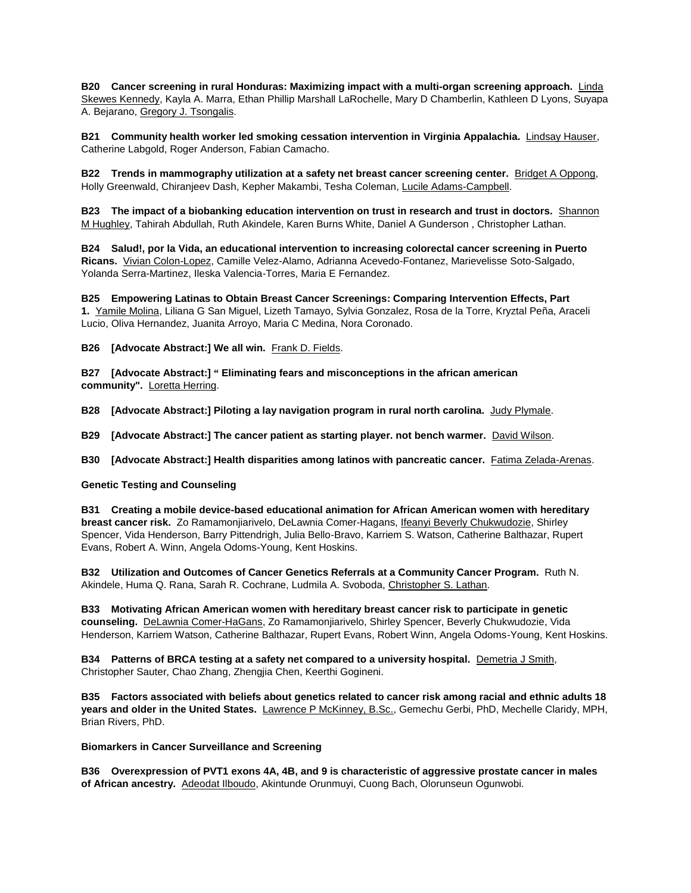**B20 Cancer screening in rural Honduras: Maximizing impact with a multi-organ screening approach.** Linda Skewes Kennedy, Kayla A. Marra, Ethan Phillip Marshall LaRochelle, Mary D Chamberlin, Kathleen D Lyons, Suyapa A. Bejarano, Gregory J. Tsongalis.

**B21 Community health worker led smoking cessation intervention in Virginia Appalachia.** Lindsay Hauser, Catherine Labgold, Roger Anderson, Fabian Camacho.

**B22 Trends in mammography utilization at a safety net breast cancer screening center.** Bridget A Oppong, Holly Greenwald, Chiranjeev Dash, Kepher Makambi, Tesha Coleman, Lucile Adams-Campbell.

**B23 The impact of a biobanking education intervention on trust in research and trust in doctors.** Shannon M Hughley, Tahirah Abdullah, Ruth Akindele, Karen Burns White, Daniel A Gunderson , Christopher Lathan.

**B24 Salud!, por la Vida, an educational intervention to increasing colorectal cancer screening in Puerto Ricans.** Vivian Colon-Lopez, Camille Velez-Alamo, Adrianna Acevedo-Fontanez, Marievelisse Soto-Salgado, Yolanda Serra-Martinez, Ileska Valencia-Torres, Maria E Fernandez.

**B25 Empowering Latinas to Obtain Breast Cancer Screenings: Comparing Intervention Effects, Part 1.** Yamile Molina, Liliana G San Miguel, Lizeth Tamayo, Sylvia Gonzalez, Rosa de la Torre, Kryztal Peña, Araceli Lucio, Oliva Hernandez, Juanita Arroyo, Maria C Medina, Nora Coronado.

**B26 [Advocate Abstract:] We all win.** Frank D. Fields.

**B27 [Advocate Abstract:] " Eliminating fears and misconceptions in the african american community".** Loretta Herring.

**B28 [Advocate Abstract:] Piloting a lay navigation program in rural north carolina.** Judy Plymale.

**B29 [Advocate Abstract:] The cancer patient as starting player. not bench warmer.** David Wilson.

**B30 [Advocate Abstract:] Health disparities among latinos with pancreatic cancer.** Fatima Zelada-Arenas.

**Genetic Testing and Counseling**

**B31 Creating a mobile device-based educational animation for African American women with hereditary breast cancer risk.** Zo Ramamonjiarivelo, DeLawnia Comer-Hagans, Ifeanyi Beverly Chukwudozie, Shirley Spencer, Vida Henderson, Barry Pittendrigh, Julia Bello-Bravo, Karriem S. Watson, Catherine Balthazar, Rupert Evans, Robert A. Winn, Angela Odoms-Young, Kent Hoskins.

**B32 Utilization and Outcomes of Cancer Genetics Referrals at a Community Cancer Program.** Ruth N. Akindele, Huma Q. Rana, Sarah R. Cochrane, Ludmila A. Svoboda, Christopher S. Lathan.

**B33 Motivating African American women with hereditary breast cancer risk to participate in genetic counseling.** DeLawnia Comer-HaGans, Zo Ramamonjiarivelo, Shirley Spencer, Beverly Chukwudozie, Vida Henderson, Karriem Watson, Catherine Balthazar, Rupert Evans, Robert Winn, Angela Odoms-Young, Kent Hoskins.

**B34 Patterns of BRCA testing at a safety net compared to a university hospital.** Demetria J Smith, Christopher Sauter, Chao Zhang, Zhengjia Chen, Keerthi Gogineni.

**B35 Factors associated with beliefs about genetics related to cancer risk among racial and ethnic adults 18 years and older in the United States.** Lawrence P McKinney, B.Sc., Gemechu Gerbi, PhD, Mechelle Claridy, MPH, Brian Rivers, PhD.

**Biomarkers in Cancer Surveillance and Screening**

**B36 Overexpression of PVT1 exons 4A, 4B, and 9 is characteristic of aggressive prostate cancer in males of African ancestry.** Adeodat Ilboudo, Akintunde Orunmuyi, Cuong Bach, Olorunseun Ogunwobi.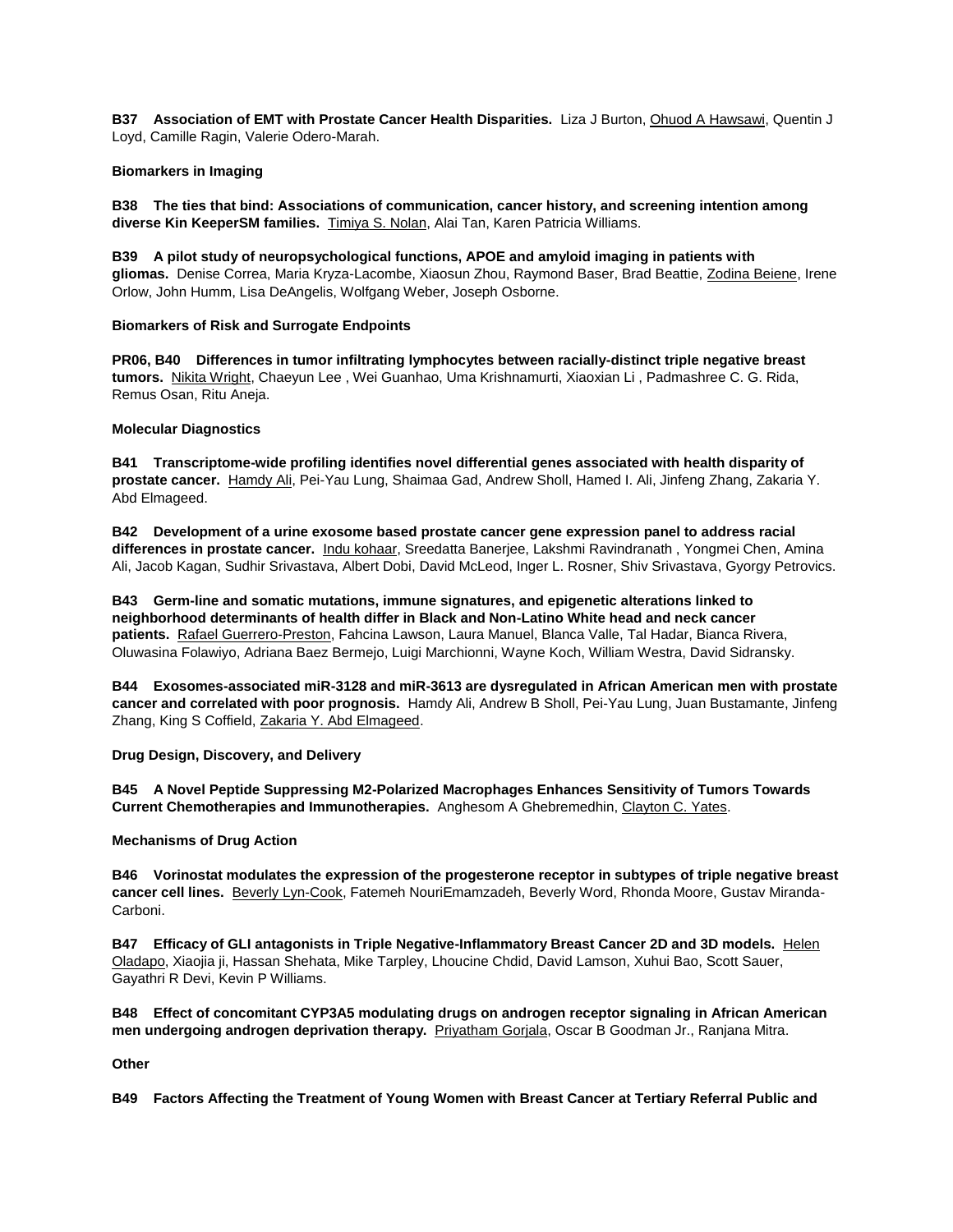**B37 Association of EMT with Prostate Cancer Health Disparities.** Liza J Burton, Ohuod A Hawsawi, Quentin J Loyd, Camille Ragin, Valerie Odero-Marah.

**Biomarkers in Imaging**

**B38 The ties that bind: Associations of communication, cancer history, and screening intention among diverse Kin KeeperSM families.** Timiya S. Nolan, Alai Tan, Karen Patricia Williams.

**B39 A pilot study of neuropsychological functions, APOE and amyloid imaging in patients with gliomas.** Denise Correa, Maria Kryza-Lacombe, Xiaosun Zhou, Raymond Baser, Brad Beattie, Zodina Beiene, Irene Orlow, John Humm, Lisa DeAngelis, Wolfgang Weber, Joseph Osborne.

**Biomarkers of Risk and Surrogate Endpoints**

**PR06, B40 Differences in tumor infiltrating lymphocytes between racially-distinct triple negative breast tumors.** Nikita Wright, Chaeyun Lee , Wei Guanhao, Uma Krishnamurti, Xiaoxian Li , Padmashree C. G. Rida, Remus Osan, Ritu Aneja.

**Molecular Diagnostics**

**B41 Transcriptome-wide profiling identifies novel differential genes associated with health disparity of prostate cancer.** Hamdy Ali, Pei-Yau Lung, Shaimaa Gad, Andrew Sholl, Hamed I. Ali, Jinfeng Zhang, Zakaria Y. Abd Elmageed.

**B42 Development of a urine exosome based prostate cancer gene expression panel to address racial differences in prostate cancer.** Indu kohaar, Sreedatta Banerjee, Lakshmi Ravindranath , Yongmei Chen, Amina Ali, Jacob Kagan, Sudhir Srivastava, Albert Dobi, David McLeod, Inger L. Rosner, Shiv Srivastava, Gyorgy Petrovics.

**B43 Germ-line and somatic mutations, immune signatures, and epigenetic alterations linked to neighborhood determinants of health differ in Black and Non-Latino White head and neck cancer patients.** Rafael Guerrero-Preston, Fahcina Lawson, Laura Manuel, Blanca Valle, Tal Hadar, Bianca Rivera, Oluwasina Folawiyo, Adriana Baez Bermejo, Luigi Marchionni, Wayne Koch, William Westra, David Sidransky.

**B44 Exosomes-associated miR-3128 and miR-3613 are dysregulated in African American men with prostate cancer and correlated with poor prognosis.** Hamdy Ali, Andrew B Sholl, Pei-Yau Lung, Juan Bustamante, Jinfeng Zhang, King S Coffield, Zakaria Y. Abd Elmageed.

**Drug Design, Discovery, and Delivery**

**B45 A Novel Peptide Suppressing M2-Polarized Macrophages Enhances Sensitivity of Tumors Towards Current Chemotherapies and Immunotherapies.** Anghesom A Ghebremedhin, Clayton C. Yates.

**Mechanisms of Drug Action**

**B46 Vorinostat modulates the expression of the progesterone receptor in subtypes of triple negative breast cancer cell lines.** Beverly Lyn-Cook, Fatemeh NouriEmamzadeh, Beverly Word, Rhonda Moore, Gustav Miranda-Carboni.

**B47 Efficacy of GLI antagonists in Triple Negative-Inflammatory Breast Cancer 2D and 3D models.** Helen Oladapo, Xiaojia ji, Hassan Shehata, Mike Tarpley, Lhoucine Chdid, David Lamson, Xuhui Bao, Scott Sauer, Gayathri R Devi, Kevin P Williams.

**B48 Effect of concomitant CYP3A5 modulating drugs on androgen receptor signaling in African American men undergoing androgen deprivation therapy.** Priyatham Gorjala, Oscar B Goodman Jr., Ranjana Mitra.

**Other**

**B49 Factors Affecting the Treatment of Young Women with Breast Cancer at Tertiary Referral Public and**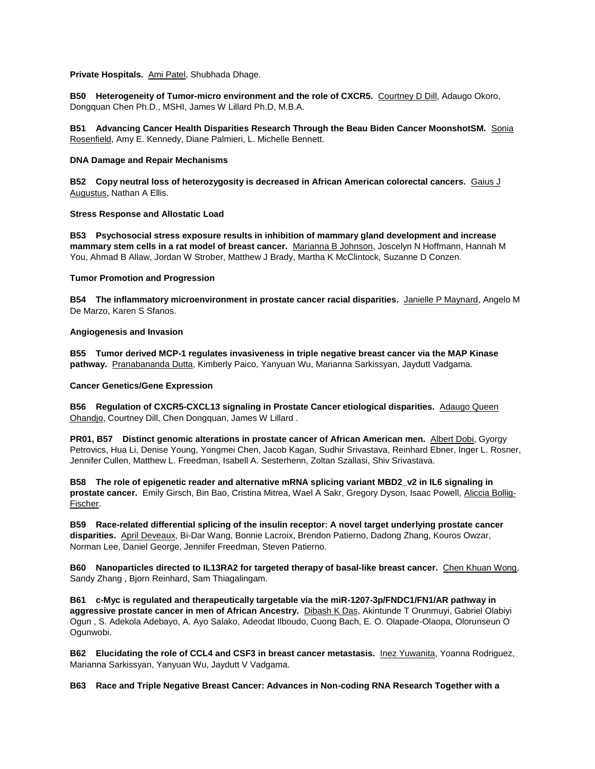**Private Hospitals.** Ami Patel, Shubhada Dhage.

**B50 Heterogeneity of Tumor-micro environment and the role of CXCR5.** Courtney D Dill, Adaugo Okoro, Dongquan Chen Ph.D., MSHI, James W Lillard Ph.D, M.B.A.

**B51 Advancing Cancer Health Disparities Research Through the Beau Biden Cancer MoonshotSM.** Sonia Rosenfield, Amy E. Kennedy, Diane Palmieri, L. Michelle Bennett.

**DNA Damage and Repair Mechanisms**

**B52 Copy neutral loss of heterozygosity is decreased in African American colorectal cancers.** Gaius J Augustus, Nathan A Ellis.

**Stress Response and Allostatic Load**

**B53 Psychosocial stress exposure results in inhibition of mammary gland development and increase mammary stem cells in a rat model of breast cancer.** Marianna B Johnson, Joscelyn N Hoffmann, Hannah M You, Ahmad B Allaw, Jordan W Strober, Matthew J Brady, Martha K McClintock, Suzanne D Conzen.

**Tumor Promotion and Progression**

**B54 The inflammatory microenvironment in prostate cancer racial disparities.** Janielle P Maynard, Angelo M De Marzo, Karen S Sfanos.

**Angiogenesis and Invasion**

**B55 Tumor derived MCP-1 regulates invasiveness in triple negative breast cancer via the MAP Kinase pathway.** Pranabananda Dutta, Kimberly Paico, Yanyuan Wu, Marianna Sarkissyan, Jaydutt Vadgama.

**Cancer Genetics/Gene Expression**

**B56 Regulation of CXCR5-CXCL13 signaling in Prostate Cancer etiological disparities.** Adaugo Queen Ohandjo, Courtney Dill, Chen Dongquan, James W Lillard .

**PR01, B57 Distinct genomic alterations in prostate cancer of African American men.** Albert Dobi, Gyorgy Petrovics, Hua Li, Denise Young, Yongmei Chen, Jacob Kagan, Sudhir Srivastava, Reinhard Ebner, Inger L. Rosner, Jennifer Cullen, Matthew L. Freedman, Isabell A. Sesterhenn, Zoltan Szallasi, Shiv Srivastava.

**B58 The role of epigenetic reader and alternative mRNA splicing variant MBD2_v2 in IL6 signaling in prostate cancer.** Emily Girsch, Bin Bao, Cristina Mitrea, Wael A Sakr, Gregory Dyson, Isaac Powell, Aliccia Bollig-Fischer.

**B59 Race-related differential splicing of the insulin receptor: A novel target underlying prostate cancer disparities.** April Deveaux, Bi-Dar Wang, Bonnie Lacroix, Brendon Patierno, Dadong Zhang, Kouros Owzar, Norman Lee, Daniel George, Jennifer Freedman, Steven Patierno.

**B60 Nanoparticles directed to IL13RA2 for targeted therapy of basal-like breast cancer.** Chen Khuan Wong, Sandy Zhang , Bjorn Reinhard, Sam Thiagalingam.

**B61 c-Myc is regulated and therapeutically targetable via the miR-1207-3p/FNDC1/FN1/AR pathway in aggressive prostate cancer in men of African Ancestry.** Dibash K Das, Akintunde T Orunmuyi, Gabriel Olabiyi Ogun , S. Adekola Adebayo, A. Ayo Salako, Adeodat Ilboudo, Cuong Bach, E. O. Olapade-Olaopa, Olorunseun O Ogunwobi.

**B62 Elucidating the role of CCL4 and CSF3 in breast cancer metastasis.** Inez Yuwanita, Yoanna Rodriguez, Marianna Sarkissyan, Yanyuan Wu, Jaydutt V Vadgama.

**B63 Race and Triple Negative Breast Cancer: Advances in Non-coding RNA Research Together with a**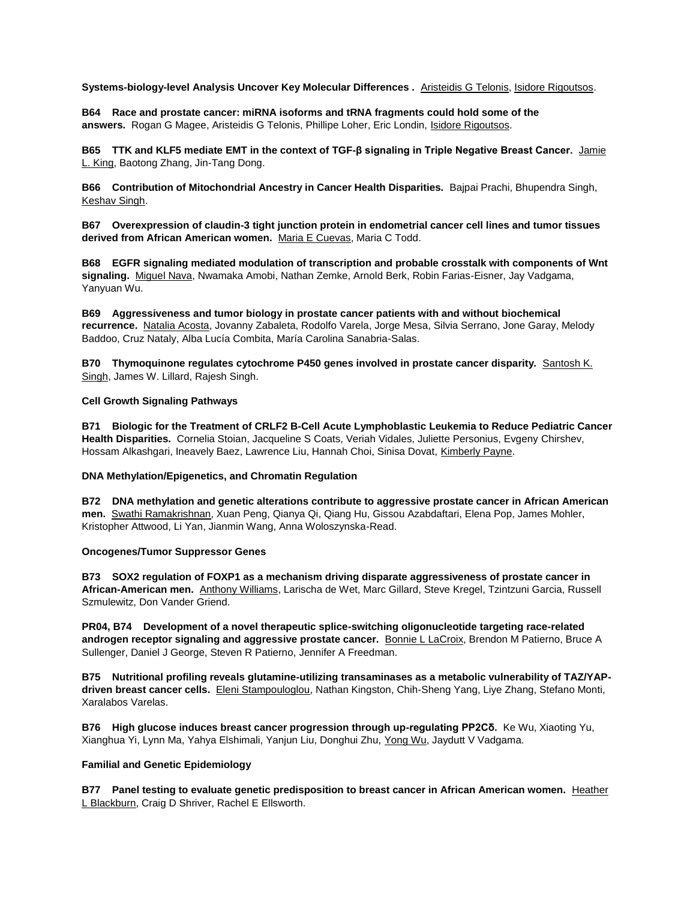**Systems-biology-level Analysis Uncover Key Molecular Differences .** Aristeidis G Telonis, Isidore Rigoutsos.

**B64 Race and prostate cancer: miRNA isoforms and tRNA fragments could hold some of the answers.** Rogan G Magee, Aristeidis G Telonis, Phillipe Loher, Eric Londin, Isidore Rigoutsos.

**B65 TTK and KLF5 mediate EMT in the context of TGF-β signaling in Triple Negative Breast Cancer.** Jamie L. King, Baotong Zhang, Jin-Tang Dong.

**B66 Contribution of Mitochondrial Ancestry in Cancer Health Disparities.** Bajpai Prachi, Bhupendra Singh, Keshav Singh.

**B67 Overexpression of claudin-3 tight junction protein in endometrial cancer cell lines and tumor tissues derived from African American women.** Maria E Cuevas, Maria C Todd.

**B68 EGFR signaling mediated modulation of transcription and probable crosstalk with components of Wnt signaling.** Miguel Nava, Nwamaka Amobi, Nathan Zemke, Arnold Berk, Robin Farias-Eisner, Jay Vadgama, Yanyuan Wu.

**B69 Aggressiveness and tumor biology in prostate cancer patients with and without biochemical recurrence.** Natalia Acosta, Jovanny Zabaleta, Rodolfo Varela, Jorge Mesa, Silvia Serrano, Jone Garay, Melody Baddoo, Cruz Nataly, Alba Lucía Combita, María Carolina Sanabria-Salas.

**B70 Thymoquinone regulates cytochrome P450 genes involved in prostate cancer disparity.** Santosh K. Singh, James W. Lillard, Rajesh Singh.

**Cell Growth Signaling Pathways**

**B71 Biologic for the Treatment of CRLF2 B-Cell Acute Lymphoblastic Leukemia to Reduce Pediatric Cancer Health Disparities.** Cornelia Stoian, Jacqueline S Coats, Veriah Vidales, Juliette Personius, Evgeny Chirshev, Hossam Alkashgari, Ineavely Baez, Lawrence Liu, Hannah Choi, Sinisa Dovat, Kimberly Payne.

**DNA Methylation/Epigenetics, and Chromatin Regulation**

**B72 DNA methylation and genetic alterations contribute to aggressive prostate cancer in African American men.** Swathi Ramakrishnan, Xuan Peng, Qianya Qi, Qiang Hu, Gissou Azabdaftari, Elena Pop, James Mohler, Kristopher Attwood, Li Yan, Jianmin Wang, Anna Woloszynska-Read.

**Oncogenes/Tumor Suppressor Genes**

**B73 SOX2 regulation of FOXP1 as a mechanism driving disparate aggressiveness of prostate cancer in African-American men.** Anthony Williams, Larischa de Wet, Marc Gillard, Steve Kregel, Tzintzuni Garcia, Russell Szmulewitz, Don Vander Griend.

**PR04, B74 Development of a novel therapeutic splice-switching oligonucleotide targeting race-related androgen receptor signaling and aggressive prostate cancer.** Bonnie L LaCroix, Brendon M Patierno, Bruce A Sullenger, Daniel J George, Steven R Patierno, Jennifer A Freedman.

**B75 Nutritional profiling reveals glutamine-utilizing transaminases as a metabolic vulnerability of TAZ/YAP-driven breast cancer cells.** Eleni Stampouloglou, Nathan Kingston, Chih-Sheng Yang, Liye Zhang, Stefano Monti, Xaralabos Varelas.

**B76 High glucose induces breast cancer progression through up-regulating PP2Cδ.** Ke Wu, Xiaoting Yu, Xianghua Yi, Lynn Ma, Yahya Elshimali, Yanjun Liu, Donghui Zhu, Yong Wu, Jaydutt V Vadgama.

**Familial and Genetic Epidemiology**

**B77 Panel testing to evaluate genetic predisposition to breast cancer in African American women.** Heather L Blackburn, Craig D Shriver, Rachel E Ellsworth.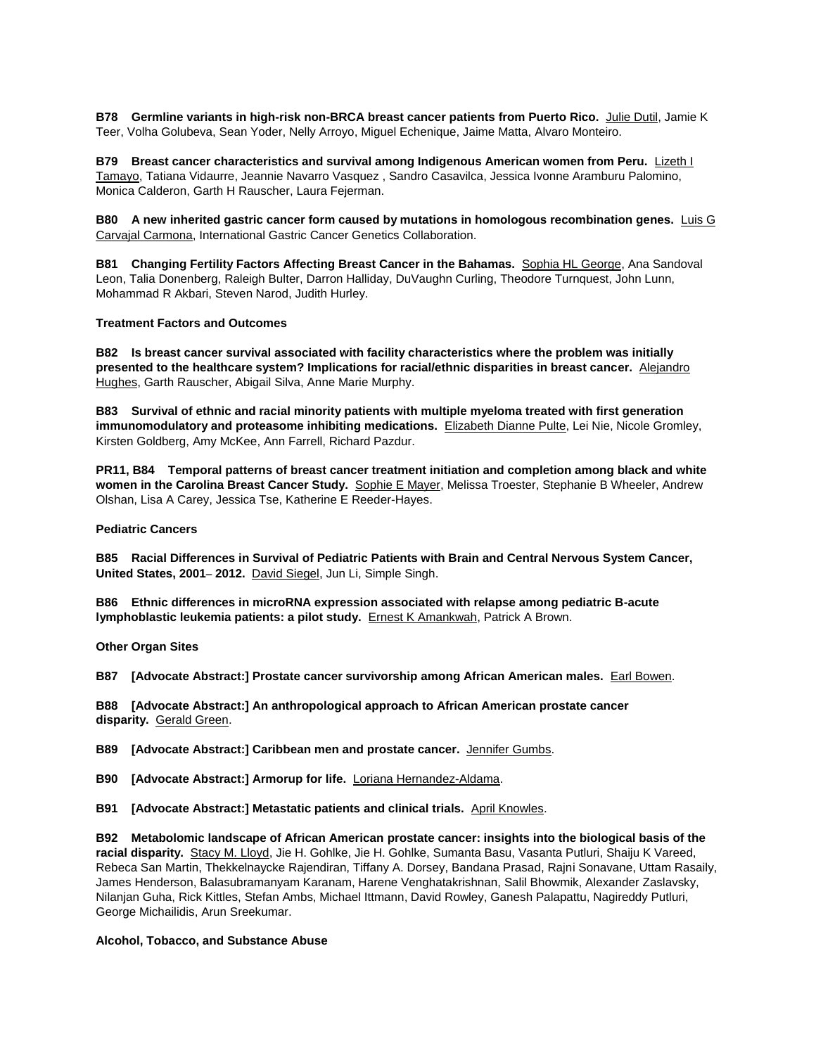**B78 Germline variants in high-risk non-BRCA breast cancer patients from Puerto Rico.** Julie Dutil, Jamie K Teer, Volha Golubeva, Sean Yoder, Nelly Arroyo, Miguel Echenique, Jaime Matta, Alvaro Monteiro.

**B79 Breast cancer characteristics and survival among Indigenous American women from Peru.** Lizeth I Tamayo, Tatiana Vidaurre, Jeannie Navarro Vasquez , Sandro Casavilca, Jessica Ivonne Aramburu Palomino, Monica Calderon, Garth H Rauscher, Laura Fejerman.

**B80 A new inherited gastric cancer form caused by mutations in homologous recombination genes.** Luis G Carvajal Carmona, International Gastric Cancer Genetics Collaboration.

**B81 Changing Fertility Factors Affecting Breast Cancer in the Bahamas.** Sophia HL George, Ana Sandoval Leon, Talia Donenberg, Raleigh Bulter, Darron Halliday, DuVaughn Curling, Theodore Turnquest, John Lunn, Mohammad R Akbari, Steven Narod, Judith Hurley.

**Treatment Factors and Outcomes**

**B82 Is breast cancer survival associated with facility characteristics where the problem was initially presented to the healthcare system? Implications for racial/ethnic disparities in breast cancer.** Alejandro Hughes, Garth Rauscher, Abigail Silva, Anne Marie Murphy.

**B83 Survival of ethnic and racial minority patients with multiple myeloma treated with first generation immunomodulatory and proteasome inhibiting medications.** Elizabeth Dianne Pulte, Lei Nie, Nicole Gromley, Kirsten Goldberg, Amy McKee, Ann Farrell, Richard Pazdur.

**PR11, B84 Temporal patterns of breast cancer treatment initiation and completion among black and white women in the Carolina Breast Cancer Study.** Sophie E Mayer, Melissa Troester, Stephanie B Wheeler, Andrew Olshan, Lisa A Carey, Jessica Tse, Katherine E Reeder-Hayes.

**Pediatric Cancers**

**B85 Racial Differences in Survival of Pediatric Patients with Brain and Central Nervous System Cancer, United States, 2001– 2012.** David Siegel, Jun Li, Simple Singh.

**B86 Ethnic differences in microRNA expression associated with relapse among pediatric B-acute lymphoblastic leukemia patients: a pilot study.** Ernest K Amankwah, Patrick A Brown.

**Other Organ Sites**

**B87 [Advocate Abstract:] Prostate cancer survivorship among African American males.** Earl Bowen.

**B88 [Advocate Abstract:] An anthropological approach to African American prostate cancer disparity.** Gerald Green.

**B89 [Advocate Abstract:] Caribbean men and prostate cancer.** Jennifer Gumbs.

**B90 [Advocate Abstract:] Armorup for life.** Loriana Hernandez-Aldama.

**B91 [Advocate Abstract:] Metastatic patients and clinical trials.** April Knowles.

**B92 Metabolomic landscape of African American prostate cancer: insights into the biological basis of the racial disparity.** Stacy M. Lloyd, Jie H. Gohlke, Jie H. Gohlke, Sumanta Basu, Vasanta Putluri, Shaiju K Vareed, Rebeca San Martin, Thekkelnaycke Rajendiran, Tiffany A. Dorsey, Bandana Prasad, Rajni Sonavane, Uttam Rasaily, James Henderson, Balasubramanyam Karanam, Harene Venghatakrishnan, Salil Bhowmik, Alexander Zaslavsky, Nilanjan Guha, Rick Kittles, Stefan Ambs, Michael Ittmann, David Rowley, Ganesh Palapattu, Nagireddy Putluri, George Michailidis, Arun Sreekumar.

**Alcohol, Tobacco, and Substance Abuse**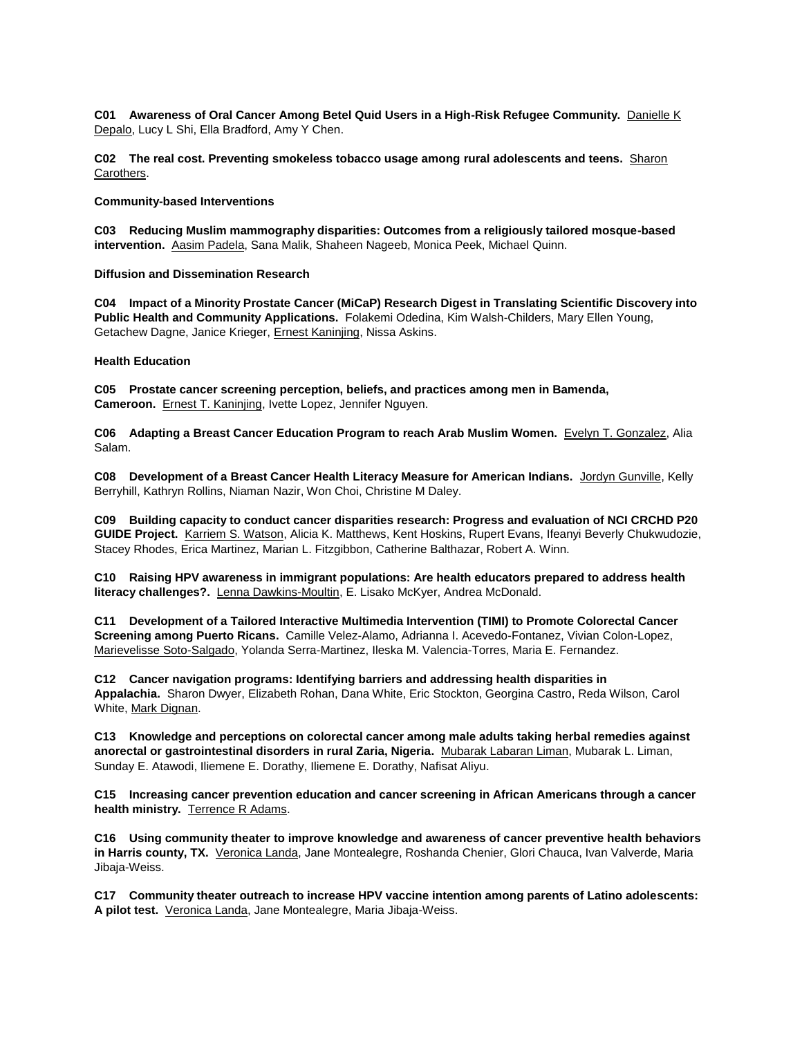**C01 Awareness of Oral Cancer Among Betel Quid Users in a High-Risk Refugee Community.** Danielle K Depalo, Lucy L Shi, Ella Bradford, Amy Y Chen.

**C02 The real cost. Preventing smokeless tobacco usage among rural adolescents and teens.** Sharon Carothers.

**Community-based Interventions**

**C03 Reducing Muslim mammography disparities: Outcomes from a religiously tailored mosque-based intervention.** Aasim Padela, Sana Malik, Shaheen Nageeb, Monica Peek, Michael Quinn.

**Diffusion and Dissemination Research**

**C04 Impact of a Minority Prostate Cancer (MiCaP) Research Digest in Translating Scientific Discovery into Public Health and Community Applications.** Folakemi Odedina, Kim Walsh-Childers, Mary Ellen Young, Getachew Dagne, Janice Krieger, Ernest Kaninjing, Nissa Askins.

**Health Education**

**C05 Prostate cancer screening perception, beliefs, and practices among men in Bamenda, Cameroon.** Ernest T. Kaninjing, Ivette Lopez, Jennifer Nguyen.

**C06 Adapting a Breast Cancer Education Program to reach Arab Muslim Women.** Evelyn T. Gonzalez, Alia Salam.

**C08 Development of a Breast Cancer Health Literacy Measure for American Indians.** Jordyn Gunville, Kelly Berryhill, Kathryn Rollins, Niaman Nazir, Won Choi, Christine M Daley.

**C09 Building capacity to conduct cancer disparities research: Progress and evaluation of NCI CRCHD P20 GUIDE Project.** Karriem S. Watson, Alicia K. Matthews, Kent Hoskins, Rupert Evans, Ifeanyi Beverly Chukwudozie, Stacey Rhodes, Erica Martinez, Marian L. Fitzgibbon, Catherine Balthazar, Robert A. Winn.

**C10 Raising HPV awareness in immigrant populations: Are health educators prepared to address health literacy challenges?.** Lenna Dawkins-Moultin, E. Lisako McKyer, Andrea McDonald.

**C11 Development of a Tailored Interactive Multimedia Intervention (TIMI) to Promote Colorectal Cancer Screening among Puerto Ricans.** Camille Velez-Alamo, Adrianna I. Acevedo-Fontanez, Vivian Colon-Lopez, Marievelisse Soto-Salgado, Yolanda Serra-Martinez, Ileska M. Valencia-Torres, Maria E. Fernandez.

**C12 Cancer navigation programs: Identifying barriers and addressing health disparities in Appalachia.** Sharon Dwyer, Elizabeth Rohan, Dana White, Eric Stockton, Georgina Castro, Reda Wilson, Carol White, Mark Dignan.

**C13 Knowledge and perceptions on colorectal cancer among male adults taking herbal remedies against anorectal or gastrointestinal disorders in rural Zaria, Nigeria.** Mubarak Labaran Liman, Mubarak L. Liman, Sunday E. Atawodi, Iliemene E. Dorathy, Iliemene E. Dorathy, Nafisat Aliyu.

**C15 Increasing cancer prevention education and cancer screening in African Americans through a cancer health ministry.** Terrence R Adams.

**C16 Using community theater to improve knowledge and awareness of cancer preventive health behaviors in Harris county, TX.** Veronica Landa, Jane Montealegre, Roshanda Chenier, Glori Chauca, Ivan Valverde, Maria Jibaja-Weiss.

**C17 Community theater outreach to increase HPV vaccine intention among parents of Latino adolescents: A pilot test.** Veronica Landa, Jane Montealegre, Maria Jibaja-Weiss.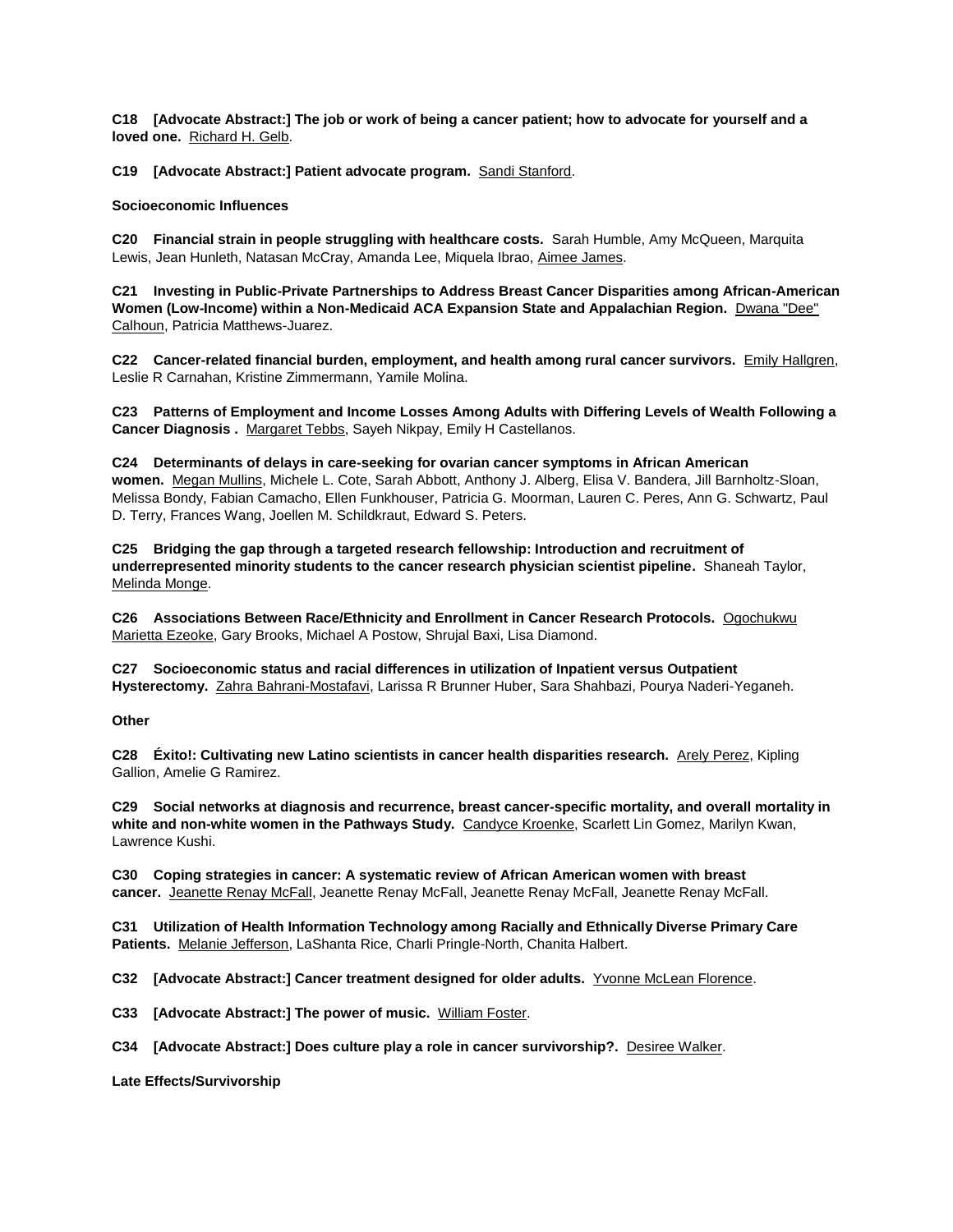**C18 [Advocate Abstract:] The job or work of being a cancer patient; how to advocate for yourself and a loved one.** Richard H. Gelb.

**C19 [Advocate Abstract:] Patient advocate program.** Sandi Stanford.

**Socioeconomic Influences**

**C20 Financial strain in people struggling with healthcare costs.** Sarah Humble, Amy McQueen, Marquita Lewis, Jean Hunleth, Natasan McCray, Amanda Lee, Miquela Ibrao, Aimee James.

**C21 Investing in Public-Private Partnerships to Address Breast Cancer Disparities among African-American Women (Low-Income) within a Non-Medicaid ACA Expansion State and Appalachian Region.** Dwana "Dee" Calhoun, Patricia Matthews-Juarez.

**C22 Cancer-related financial burden, employment, and health among rural cancer survivors.** Emily Hallgren, Leslie R Carnahan, Kristine Zimmermann, Yamile Molina.

**C23 Patterns of Employment and Income Losses Among Adults with Differing Levels of Wealth Following a Cancer Diagnosis .** Margaret Tebbs, Sayeh Nikpay, Emily H Castellanos.

**C24 Determinants of delays in care-seeking for ovarian cancer symptoms in African American women.** Megan Mullins, Michele L. Cote, Sarah Abbott, Anthony J. Alberg, Elisa V. Bandera, Jill Barnholtz-Sloan, Melissa Bondy, Fabian Camacho, Ellen Funkhouser, Patricia G. Moorman, Lauren C. Peres, Ann G. Schwartz, Paul D. Terry, Frances Wang, Joellen M. Schildkraut, Edward S. Peters.

**C25 Bridging the gap through a targeted research fellowship: Introduction and recruitment of underrepresented minority students to the cancer research physician scientist pipeline.** Shaneah Taylor, Melinda Monge.

**C26 Associations Between Race/Ethnicity and Enrollment in Cancer Research Protocols.** Ogochukwu Marietta Ezeoke, Gary Brooks, Michael A Postow, Shrujal Baxi, Lisa Diamond.

**C27 Socioeconomic status and racial differences in utilization of Inpatient versus Outpatient Hysterectomy.** Zahra Bahrani-Mostafavi, Larissa R Brunner Huber, Sara Shahbazi, Pourya Naderi-Yeganeh.

**Other**

**C28 Éxito!: Cultivating new Latino scientists in cancer health disparities research.** Arely Perez, Kipling Gallion, Amelie G Ramirez.

**C29 Social networks at diagnosis and recurrence, breast cancer-specific mortality, and overall mortality in white and non-white women in the Pathways Study.** Candyce Kroenke, Scarlett Lin Gomez, Marilyn Kwan, Lawrence Kushi.

**C30 Coping strategies in cancer: A systematic review of African American women with breast cancer.** Jeanette Renay McFall, Jeanette Renay McFall, Jeanette Renay McFall, Jeanette Renay McFall.

**C31 Utilization of Health Information Technology among Racially and Ethnically Diverse Primary Care Patients.** Melanie Jefferson, LaShanta Rice, Charli Pringle-North, Chanita Halbert.

**C32 [Advocate Abstract:] Cancer treatment designed for older adults.** Yvonne McLean Florence.

**C33 [Advocate Abstract:] The power of music.** William Foster.

**C34 [Advocate Abstract:] Does culture play a role in cancer survivorship?.** Desiree Walker.

**Late Effects/Survivorship**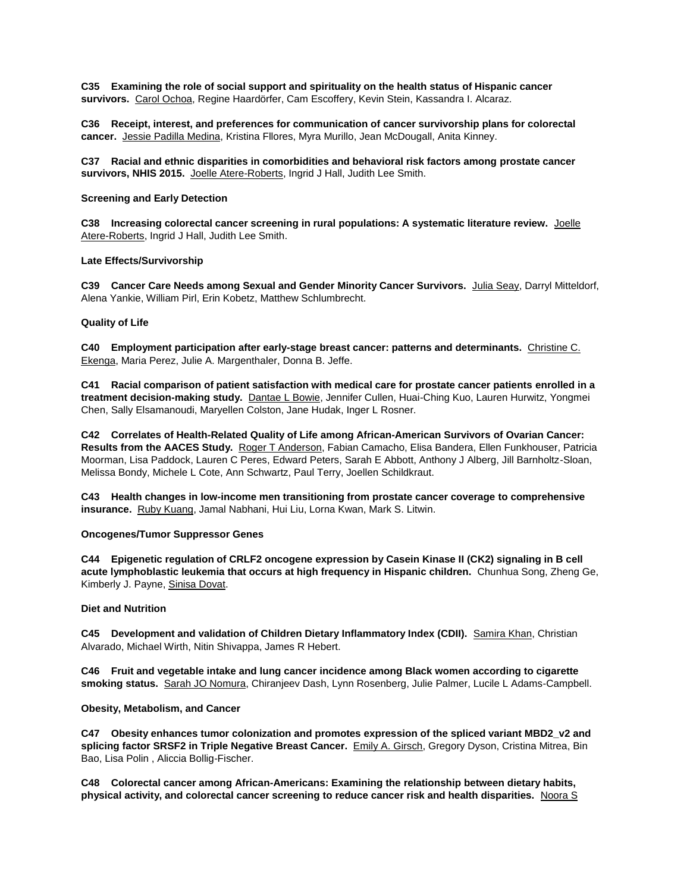**C35 Examining the role of social support and spirituality on the health status of Hispanic cancer survivors.** Carol Ochoa, Regine Haardörfer, Cam Escoffery, Kevin Stein, Kassandra I. Alcaraz.

**C36 Receipt, interest, and preferences for communication of cancer survivorship plans for colorectal cancer.** Jessie Padilla Medina, Kristina Fllores, Myra Murillo, Jean McDougall, Anita Kinney.

**C37 Racial and ethnic disparities in comorbidities and behavioral risk factors among prostate cancer survivors, NHIS 2015.** Joelle Atere-Roberts, Ingrid J Hall, Judith Lee Smith.

**Screening and Early Detection**

**C38 Increasing colorectal cancer screening in rural populations: A systematic literature review.** Joelle Atere-Roberts, Ingrid J Hall, Judith Lee Smith.

**Late Effects/Survivorship**

**C39 Cancer Care Needs among Sexual and Gender Minority Cancer Survivors.** Julia Seay, Darryl Mitteldorf, Alena Yankie, William Pirl, Erin Kobetz, Matthew Schlumbrecht.

**Quality of Life**

**C40 Employment participation after early-stage breast cancer: patterns and determinants.** Christine C. Ekenga, Maria Perez, Julie A. Margenthaler, Donna B. Jeffe.

**C41 Racial comparison of patient satisfaction with medical care for prostate cancer patients enrolled in a treatment decision-making study.** Dantae L Bowie, Jennifer Cullen, Huai-Ching Kuo, Lauren Hurwitz, Yongmei Chen, Sally Elsamanoudi, Maryellen Colston, Jane Hudak, Inger L Rosner.

**C42 Correlates of Health-Related Quality of Life among African-American Survivors of Ovarian Cancer: Results from the AACES Study.** Roger T Anderson, Fabian Camacho, Elisa Bandera, Ellen Funkhouser, Patricia Moorman, Lisa Paddock, Lauren C Peres, Edward Peters, Sarah E Abbott, Anthony J Alberg, Jill Barnholtz-Sloan, Melissa Bondy, Michele L Cote, Ann Schwartz, Paul Terry, Joellen Schildkraut.

**C43 Health changes in low-income men transitioning from prostate cancer coverage to comprehensive insurance.** Ruby Kuang, Jamal Nabhani, Hui Liu, Lorna Kwan, Mark S. Litwin.

**Oncogenes/Tumor Suppressor Genes**

**C44 Epigenetic regulation of CRLF2 oncogene expression by Casein Kinase II (CK2) signaling in B cell acute lymphoblastic leukemia that occurs at high frequency in Hispanic children.** Chunhua Song, Zheng Ge, Kimberly J. Payne, Sinisa Dovat.

**Diet and Nutrition**

**C45 Development and validation of Children Dietary Inflammatory Index (CDII).** Samira Khan, Christian Alvarado, Michael Wirth, Nitin Shivappa, James R Hebert.

**C46 Fruit and vegetable intake and lung cancer incidence among Black women according to cigarette smoking status.** Sarah JO Nomura, Chiranjeev Dash, Lynn Rosenberg, Julie Palmer, Lucile L Adams-Campbell.

**Obesity, Metabolism, and Cancer**

**C47 Obesity enhances tumor colonization and promotes expression of the spliced variant MBD2_v2 and splicing factor SRSF2 in Triple Negative Breast Cancer.** Emily A. Girsch, Gregory Dyson, Cristina Mitrea, Bin Bao, Lisa Polin , Aliccia Bollig-Fischer.

**C48 Colorectal cancer among African-Americans: Examining the relationship between dietary habits, physical activity, and colorectal cancer screening to reduce cancer risk and health disparities.** Noora S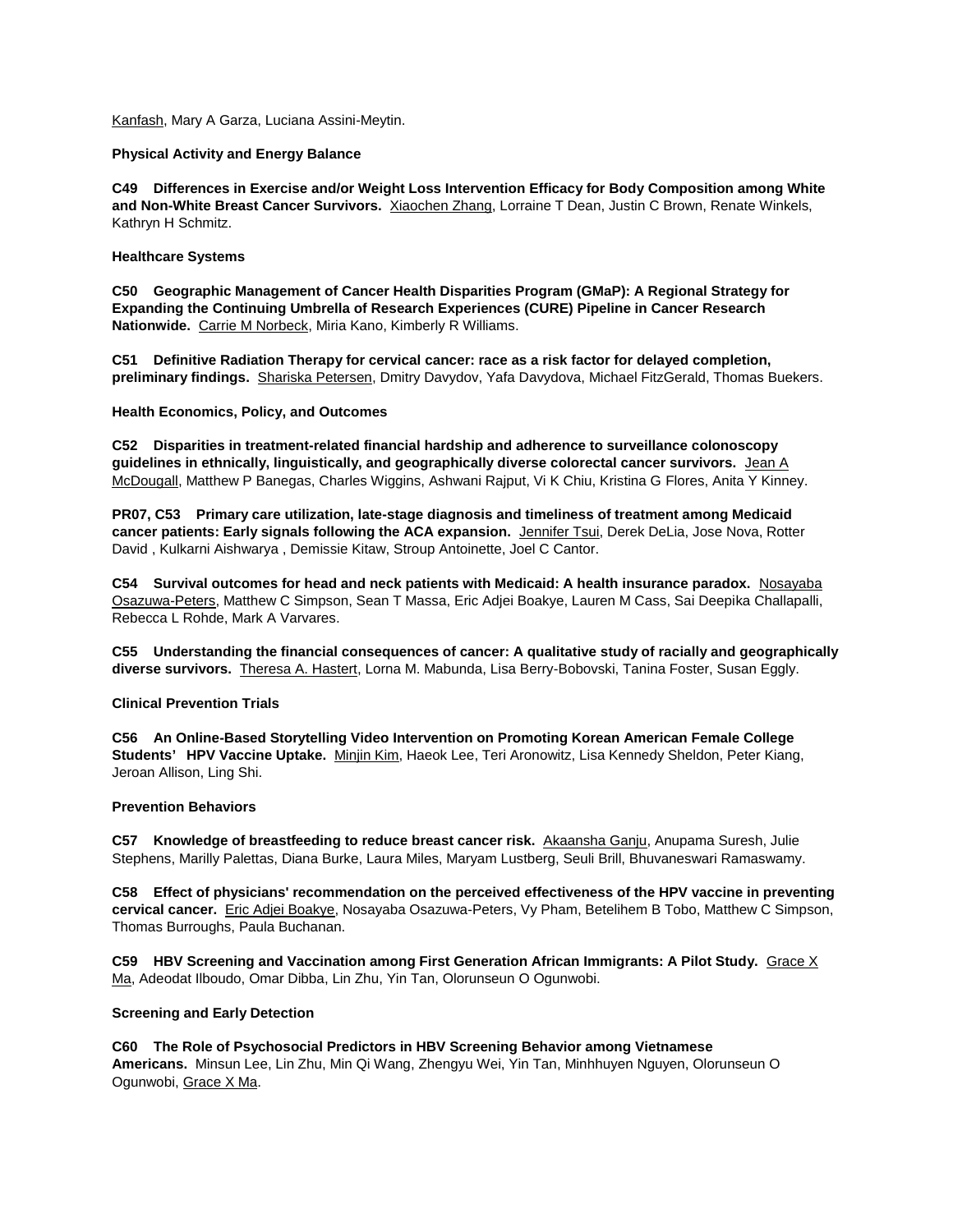Kanfash, Mary A Garza, Luciana Assini-Meytin.

**Physical Activity and Energy Balance**

**C49 Differences in Exercise and/or Weight Loss Intervention Efficacy for Body Composition among White and Non-White Breast Cancer Survivors.** Xiaochen Zhang, Lorraine T Dean, Justin C Brown, Renate Winkels, Kathryn H Schmitz.

**Healthcare Systems**

**C50 Geographic Management of Cancer Health Disparities Program (GMaP): A Regional Strategy for Expanding the Continuing Umbrella of Research Experiences (CURE) Pipeline in Cancer Research Nationwide.** Carrie M Norbeck, Miria Kano, Kimberly R Williams.

**C51 Definitive Radiation Therapy for cervical cancer: race as a risk factor for delayed completion, preliminary findings.** Shariska Petersen, Dmitry Davydov, Yafa Davydova, Michael FitzGerald, Thomas Buekers.

**Health Economics, Policy, and Outcomes**

**C52 Disparities in treatment-related financial hardship and adherence to surveillance colonoscopy guidelines in ethnically, linguistically, and geographically diverse colorectal cancer survivors.** Jean A McDougall, Matthew P Banegas, Charles Wiggins, Ashwani Rajput, Vi K Chiu, Kristina G Flores, Anita Y Kinney.

**PR07, C53 Primary care utilization, late-stage diagnosis and timeliness of treatment among Medicaid cancer patients: Early signals following the ACA expansion.** Jennifer Tsui, Derek DeLia, Jose Nova, Rotter David , Kulkarni Aishwarya , Demissie Kitaw, Stroup Antoinette, Joel C Cantor.

**C54 Survival outcomes for head and neck patients with Medicaid: A health insurance paradox.** Nosayaba Osazuwa-Peters, Matthew C Simpson, Sean T Massa, Eric Adjei Boakye, Lauren M Cass, Sai Deepika Challapalli, Rebecca L Rohde, Mark A Varvares.

**C55 Understanding the financial consequences of cancer: A qualitative study of racially and geographically diverse survivors.** Theresa A. Hastert, Lorna M. Mabunda, Lisa Berry-Bobovski, Tanina Foster, Susan Eggly.

**Clinical Prevention Trials**

**C56 An Online-Based Storytelling Video Intervention on Promoting Korean American Female College Students' HPV Vaccine Uptake.** Minjin Kim, Haeok Lee, Teri Aronowitz, Lisa Kennedy Sheldon, Peter Kiang, Jeroan Allison, Ling Shi.

**Prevention Behaviors**

**C57 Knowledge of breastfeeding to reduce breast cancer risk.** Akaansha Ganju, Anupama Suresh, Julie Stephens, Marilly Palettas, Diana Burke, Laura Miles, Maryam Lustberg, Seuli Brill, Bhuvaneswari Ramaswamy.

**C58 Effect of physicians' recommendation on the perceived effectiveness of the HPV vaccine in preventing cervical cancer.** Eric Adjei Boakye, Nosayaba Osazuwa-Peters, Vy Pham, Betelihem B Tobo, Matthew C Simpson, Thomas Burroughs, Paula Buchanan.

**C59 HBV Screening and Vaccination among First Generation African Immigrants: A Pilot Study.** Grace X Ma, Adeodat Ilboudo, Omar Dibba, Lin Zhu, Yin Tan, Olorunseun O Ogunwobi.

**Screening and Early Detection**

**C60 The Role of Psychosocial Predictors in HBV Screening Behavior among Vietnamese Americans.** Minsun Lee, Lin Zhu, Min Qi Wang, Zhengyu Wei, Yin Tan, Minhhuyen Nguyen, Olorunseun O Ogunwobi, Grace X Ma.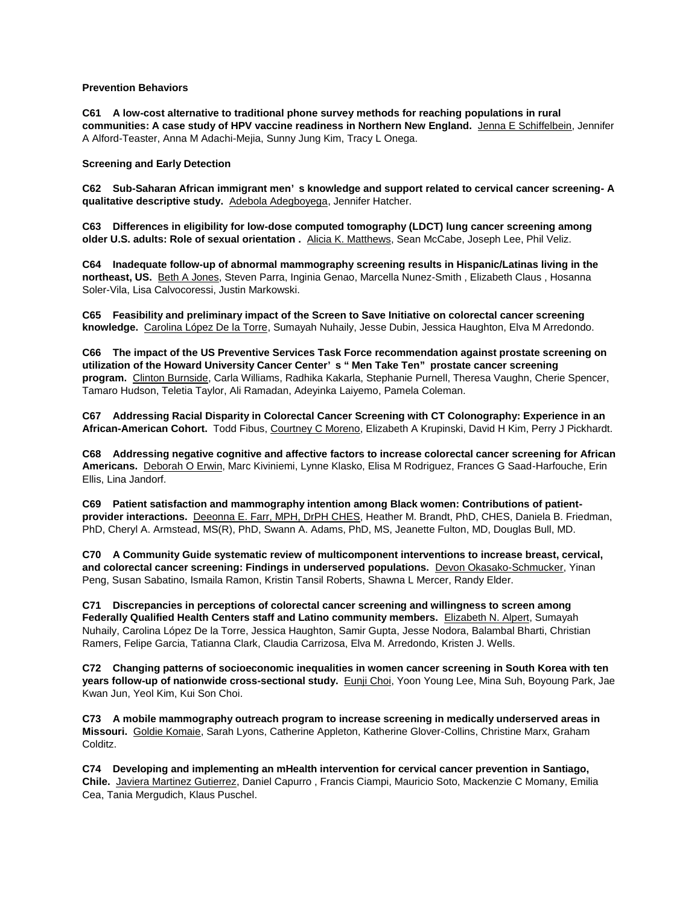**Prevention Behaviors**

**C61 A low-cost alternative to traditional phone survey methods for reaching populations in rural communities: A case study of HPV vaccine readiness in Northern New England.** Jenna E Schiffelbein, Jennifer A Alford-Teaster, Anna M Adachi-Mejia, Sunny Jung Kim, Tracy L Onega.

**Screening and Early Detection**

**C62 Sub-Saharan African immigrant men' s knowledge and support related to cervical cancer screening- A qualitative descriptive study.** Adebola Adegboyega, Jennifer Hatcher.

**C63 Differences in eligibility for low-dose computed tomography (LDCT) lung cancer screening among older U.S. adults: Role of sexual orientation .** Alicia K. Matthews, Sean McCabe, Joseph Lee, Phil Veliz.

**C64 Inadequate follow-up of abnormal mammography screening results in Hispanic/Latinas living in the northeast, US.** Beth A Jones, Steven Parra, Inginia Genao, Marcella Nunez-Smith , Elizabeth Claus , Hosanna Soler-Vila, Lisa Calvocoressi, Justin Markowski.

**C65 Feasibility and preliminary impact of the Screen to Save Initiative on colorectal cancer screening knowledge.** Carolina López De la Torre, Sumayah Nuhaily, Jesse Dubin, Jessica Haughton, Elva M Arredondo.

**C66 The impact of the US Preventive Services Task Force recommendation against prostate screening on utilization of the Howard University Cancer Center' s " Men Take Ten" prostate cancer screening program.** Clinton Burnside, Carla Williams, Radhika Kakarla, Stephanie Purnell, Theresa Vaughn, Cherie Spencer, Tamaro Hudson, Teletia Taylor, Ali Ramadan, Adeyinka Laiyemo, Pamela Coleman.

**C67 Addressing Racial Disparity in Colorectal Cancer Screening with CT Colonography: Experience in an African-American Cohort.** Todd Fibus, Courtney C Moreno, Elizabeth A Krupinski, David H Kim, Perry J Pickhardt.

**C68 Addressing negative cognitive and affective factors to increase colorectal cancer screening for African Americans.** Deborah O Erwin, Marc Kiviniemi, Lynne Klasko, Elisa M Rodriguez, Frances G Saad-Harfouche, Erin Ellis, Lina Jandorf.

**C69 Patient satisfaction and mammography intention among Black women: Contributions of patient-provider interactions.** Deeonna E. Farr, MPH, DrPH CHES, Heather M. Brandt, PhD, CHES, Daniela B. Friedman, PhD, Cheryl A. Armstead, MS(R), PhD, Swann A. Adams, PhD, MS, Jeanette Fulton, MD, Douglas Bull, MD.

**C70 A Community Guide systematic review of multicomponent interventions to increase breast, cervical, and colorectal cancer screening: Findings in underserved populations.** Devon Okasako-Schmucker, Yinan Peng, Susan Sabatino, Ismaila Ramon, Kristin Tansil Roberts, Shawna L Mercer, Randy Elder.

**C71 Discrepancies in perceptions of colorectal cancer screening and willingness to screen among Federally Qualified Health Centers staff and Latino community members.** Elizabeth N. Alpert, Sumayah Nuhaily, Carolina López De la Torre, Jessica Haughton, Samir Gupta, Jesse Nodora, Balambal Bharti, Christian Ramers, Felipe Garcia, Tatianna Clark, Claudia Carrizosa, Elva M. Arredondo, Kristen J. Wells.

**C72 Changing patterns of socioeconomic inequalities in women cancer screening in South Korea with ten years follow-up of nationwide cross-sectional study.** Eunji Choi, Yoon Young Lee, Mina Suh, Boyoung Park, Jae Kwan Jun, Yeol Kim, Kui Son Choi.

**C73 A mobile mammography outreach program to increase screening in medically underserved areas in Missouri.** Goldie Komaie, Sarah Lyons, Catherine Appleton, Katherine Glover-Collins, Christine Marx, Graham Colditz.

**C74 Developing and implementing an mHealth intervention for cervical cancer prevention in Santiago, Chile.** Javiera Martinez Gutierrez, Daniel Capurro , Francis Ciampi, Mauricio Soto, Mackenzie C Momany, Emilia Cea, Tania Mergudich, Klaus Puschel.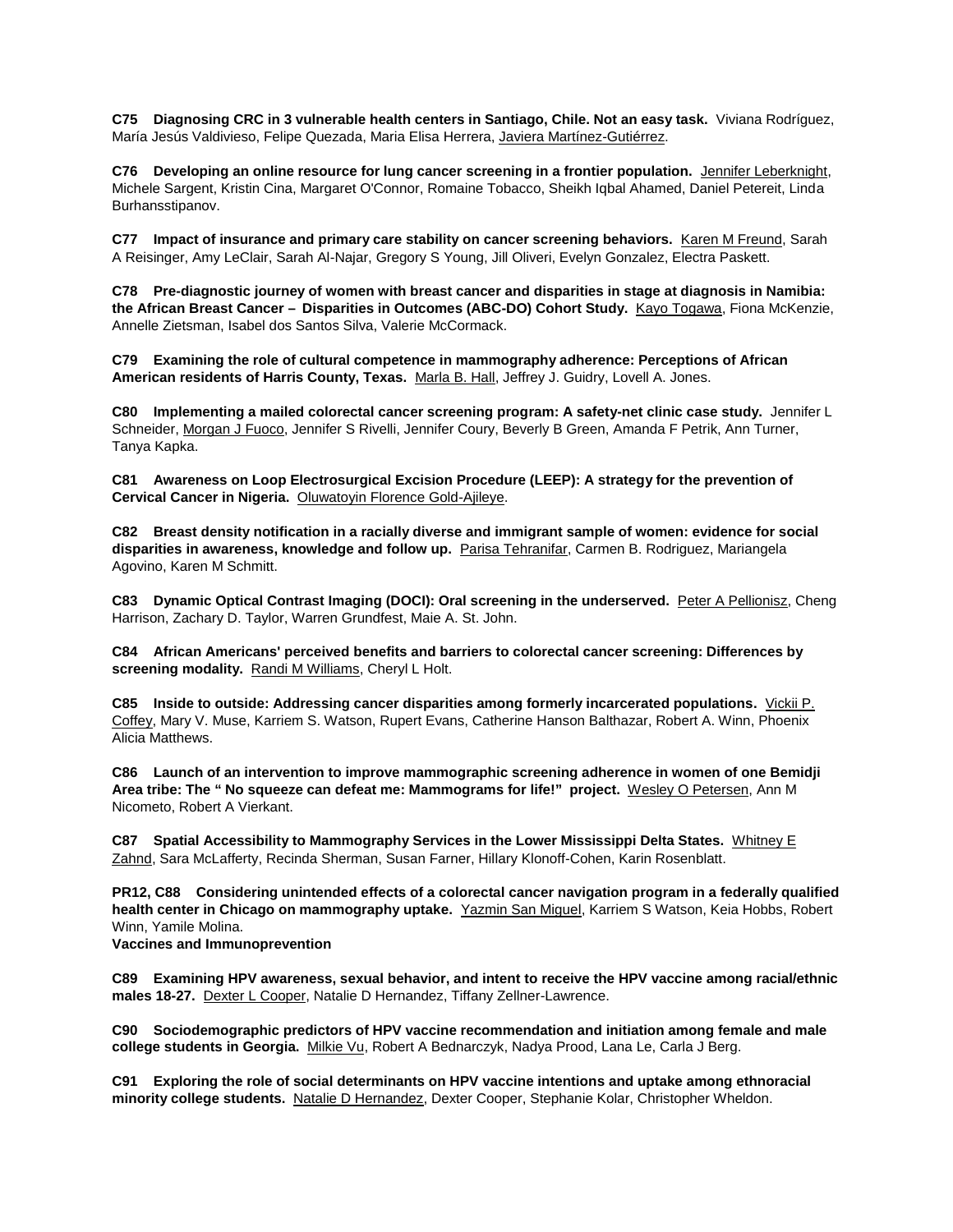**C75 Diagnosing CRC in 3 vulnerable health centers in Santiago, Chile. Not an easy task.** Viviana Rodríguez, María Jesús Valdivieso, Felipe Quezada, Maria Elisa Herrera, Javiera Martínez-Gutiérrez.

**C76 Developing an online resource for lung cancer screening in a frontier population.** Jennifer Leberknight, Michele Sargent, Kristin Cina, Margaret O'Connor, Romaine Tobacco, Sheikh Iqbal Ahamed, Daniel Petereit, Linda Burhansstipanov.

**C77 Impact of insurance and primary care stability on cancer screening behaviors.** Karen M Freund, Sarah A Reisinger, Amy LeClair, Sarah Al-Najar, Gregory S Young, Jill Oliveri, Evelyn Gonzalez, Electra Paskett.

**C78 Pre-diagnostic journey of women with breast cancer and disparities in stage at diagnosis in Namibia: the African Breast Cancer – Disparities in Outcomes (ABC-DO) Cohort Study.** Kayo Togawa, Fiona McKenzie, Annelle Zietsman, Isabel dos Santos Silva, Valerie McCormack.

**C79 Examining the role of cultural competence in mammography adherence: Perceptions of African American residents of Harris County, Texas.** Marla B. Hall, Jeffrey J. Guidry, Lovell A. Jones.

**C80 Implementing a mailed colorectal cancer screening program: A safety-net clinic case study.** Jennifer L Schneider, Morgan J Fuoco, Jennifer S Rivelli, Jennifer Coury, Beverly B Green, Amanda F Petrik, Ann Turner, Tanya Kapka.

**C81 Awareness on Loop Electrosurgical Excision Procedure (LEEP): A strategy for the prevention of Cervical Cancer in Nigeria.** Oluwatoyin Florence Gold-Ajileye.

**C82 Breast density notification in a racially diverse and immigrant sample of women: evidence for social disparities in awareness, knowledge and follow up.** Parisa Tehranifar, Carmen B. Rodriguez, Mariangela Agovino, Karen M Schmitt.

**C83 Dynamic Optical Contrast Imaging (DOCI): Oral screening in the underserved.** Peter A Pellionisz, Cheng Harrison, Zachary D. Taylor, Warren Grundfest, Maie A. St. John.

**C84 African Americans' perceived benefits and barriers to colorectal cancer screening: Differences by screening modality.** Randi M Williams, Cheryl L Holt.

**C85 Inside to outside: Addressing cancer disparities among formerly incarcerated populations.** Vickii P. Coffey, Mary V. Muse, Karriem S. Watson, Rupert Evans, Catherine Hanson Balthazar, Robert A. Winn, Phoenix Alicia Matthews.

**C86 Launch of an intervention to improve mammographic screening adherence in women of one Bemidji Area tribe: The " No squeeze can defeat me: Mammograms for life!" project.** Wesley O Petersen, Ann M Nicometo, Robert A Vierkant.

**C87 Spatial Accessibility to Mammography Services in the Lower Mississippi Delta States.** Whitney E Zahnd, Sara McLafferty, Recinda Sherman, Susan Farner, Hillary Klonoff-Cohen, Karin Rosenblatt.

**PR12, C88 Considering unintended effects of a colorectal cancer navigation program in a federally qualified health center in Chicago on mammography uptake.** Yazmin San Miguel, Karriem S Watson, Keia Hobbs, Robert Winn, Yamile Molina.

**Vaccines and Immunoprevention**

**C89 Examining HPV awareness, sexual behavior, and intent to receive the HPV vaccine among racial/ethnic males 18-27.** Dexter L Cooper, Natalie D Hernandez, Tiffany Zellner-Lawrence.

**C90 Sociodemographic predictors of HPV vaccine recommendation and initiation among female and male college students in Georgia.** Milkie Vu, Robert A Bednarczyk, Nadya Prood, Lana Le, Carla J Berg.

**C91 Exploring the role of social determinants on HPV vaccine intentions and uptake among ethnoracial minority college students.** Natalie D Hernandez, Dexter Cooper, Stephanie Kolar, Christopher Wheldon.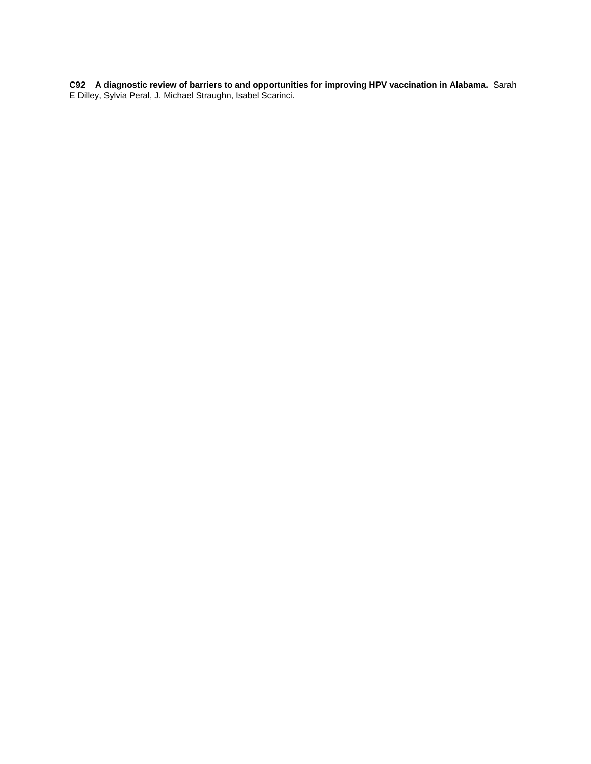**C92 A diagnostic review of barriers to and opportunities for improving HPV vaccination in Alabama.** Sarah E Dilley, Sylvia Peral, J. Michael Straughn, Isabel Scarinci.